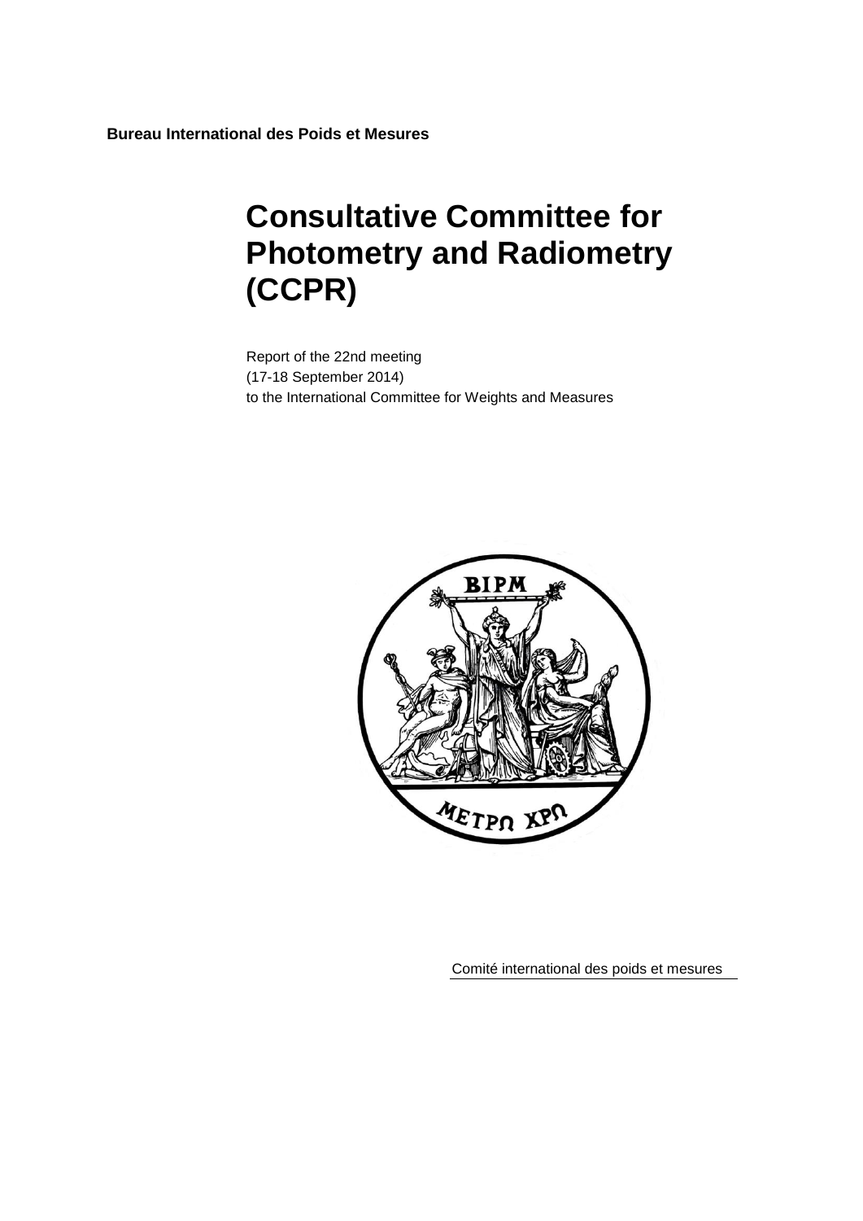**Bureau International des Poids et Mesures**

# Consultative Committee for Photometry and Radiometry (CCPR)

Report of the 22nd meeting
(17-18 September 2014)
to the International Committee for Weights and Measures

Comité international des poids et mesures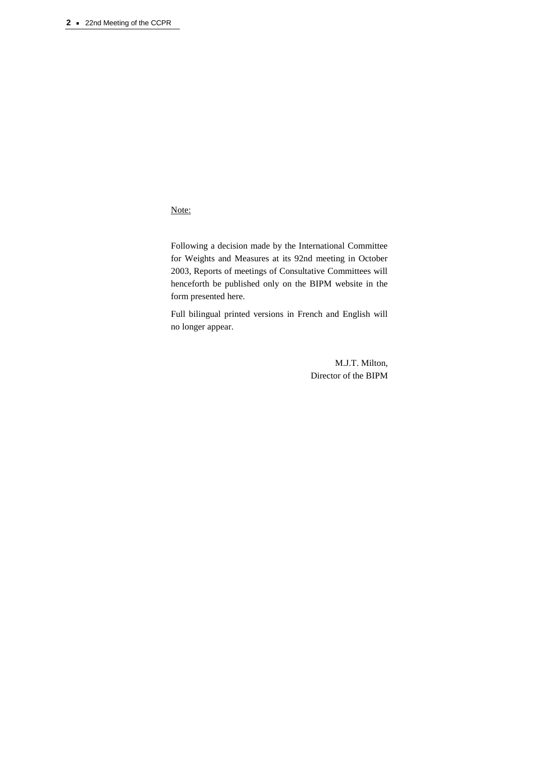Note:

Following a decision made by the International Committee for Weights and Measures at its 92nd meeting in October 2003, Reports of meetings of Consultative Committees will henceforth be published only on the BIPM website in the form presented here.

Full bilingual printed versions in French and English will no longer appear.

M.J.T. Milton,
Director of the BIPM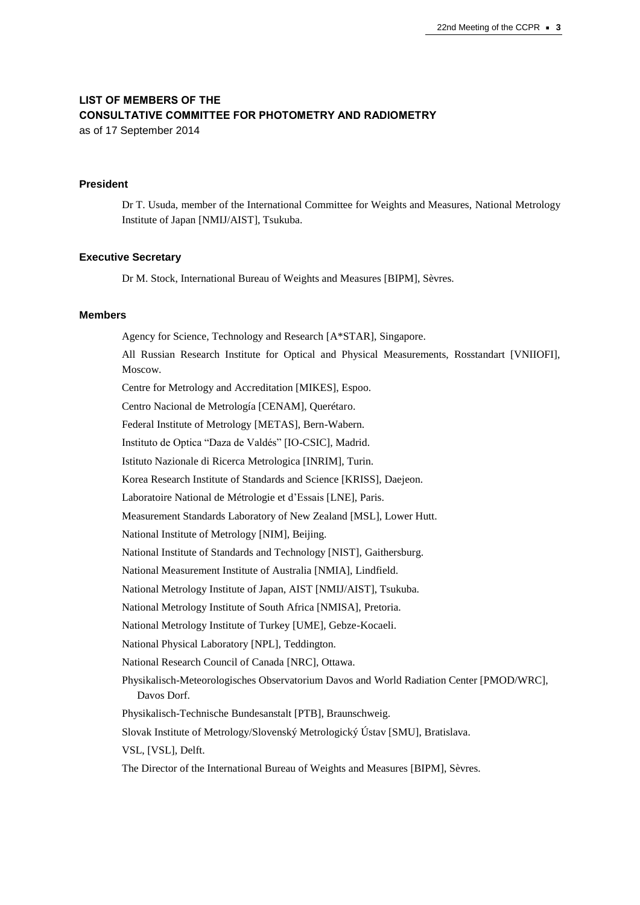# LIST OF MEMBERS OF THE CONSULTATIVE COMMITTEE FOR PHOTOMETRY AND RADIOMETRY

as of 17 September 2014

### President

Dr T. Usuda, member of the International Committee for Weights and Measures, National Metrology Institute of Japan [NMIJ/AIST], Tsukuba.

### Executive Secretary

Dr M. Stock, International Bureau of Weights and Measures [BIPM], Sèvres.

### Members

Agency for Science, Technology and Research [A*STAR], Singapore.

All Russian Research Institute for Optical and Physical Measurements, Rosstandart [VNIIOFI], Moscow.

Centre for Metrology and Accreditation [MIKES], Espoo.

Centro Nacional de Metrología [CENAM], Querétaro.

Federal Institute of Metrology [METAS], Bern-Wabern.

Instituto de Optica "Daza de Valdés" [IO-CSIC], Madrid.

Istituto Nazionale di Ricerca Metrologica [INRIM], Turin.

Korea Research Institute of Standards and Science [KRISS], Daejeon.

Laboratoire National de Métrologie et d'Essais [LNE], Paris.

Measurement Standards Laboratory of New Zealand [MSL], Lower Hutt.

National Institute of Metrology [NIM], Beijing.

National Institute of Standards and Technology [NIST], Gaithersburg.

National Measurement Institute of Australia [NMIA], Lindfield.

National Metrology Institute of Japan, AIST [NMIJ/AIST], Tsukuba.

National Metrology Institute of South Africa [NMISA], Pretoria.

National Metrology Institute of Turkey [UME], Gebze-Kocaeli.

National Physical Laboratory [NPL], Teddington.

National Research Council of Canada [NRC], Ottawa.

Physikalisch-Meteorologisches Observatorium Davos and World Radiation Center [PMOD/WRC], Davos Dorf.

Physikalisch-Technische Bundesanstalt [PTB], Braunschweig.

Slovak Institute of Metrology/Slovenský Metrologický Ústav [SMU], Bratislava.

VSL, [VSL], Delft.

The Director of the International Bureau of Weights and Measures [BIPM], Sèvres.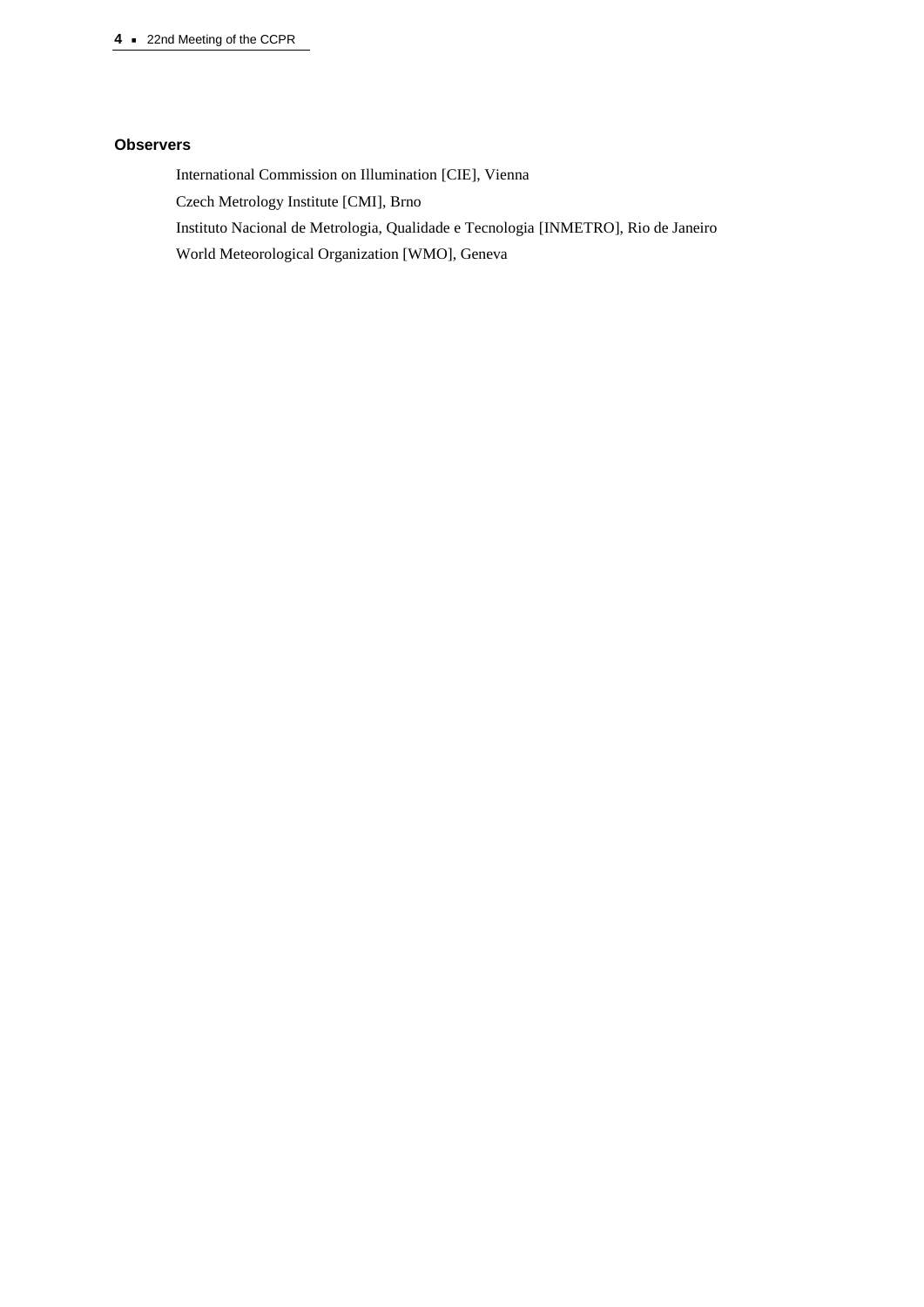**Observers**

International Commission on Illumination [CIE], Vienna

Czech Metrology Institute [CMI], Brno

Instituto Nacional de Metrologia, Qualidade e Tecnologia [INMETRO], Rio de Janeiro

World Meteorological Organization [WMO], Geneva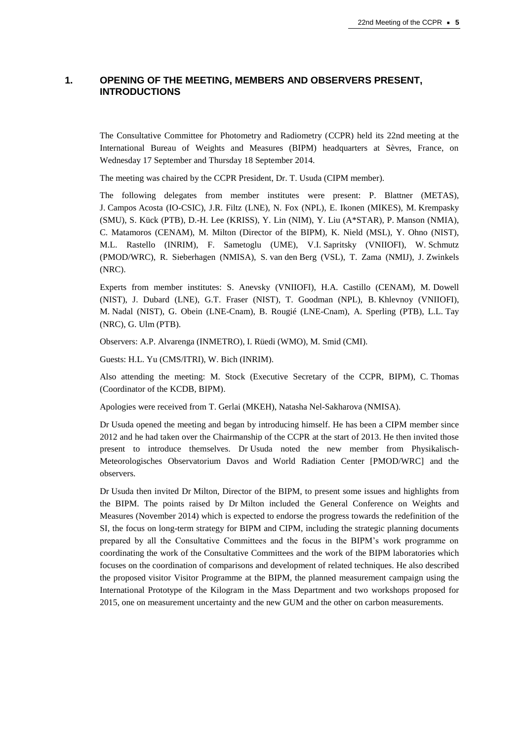# 1. OPENING OF THE MEETING, MEMBERS AND OBSERVERS PRESENT, INTRODUCTIONS

The Consultative Committee for Photometry and Radiometry (CCPR) held its 22nd meeting at the International Bureau of Weights and Measures (BIPM) headquarters at Sèvres, France, on Wednesday 17 September and Thursday 18 September 2014.

The meeting was chaired by the CCPR President, Dr. T. Usuda (CIPM member).

The following delegates from member institutes were present: P. Blattner (METAS), J. Campos Acosta (IO-CSIC), J.R. Filtz (LNE), N. Fox (NPL), E. Ikonen (MIKES), M. Krempasky (SMU), S. Kück (PTB), D.-H. Lee (KRISS), Y. Lin (NIM), Y. Liu (A*STAR), P. Manson (NMIA), C. Matamoros (CENAM), M. Milton (Director of the BIPM), K. Nield (MSL), Y. Ohno (NIST), M.L. Rastello (INRIM), F. Sametoglu (UME), V.I. Sapritsky (VNIIOFI), W. Schmutz (PMOD/WRC), R. Sieberhagen (NMISA), S. van den Berg (VSL), T. Zama (NMIJ), J. Zwinkels (NRC).

Experts from member institutes: S. Anevsky (VNIIOFI), H.A. Castillo (CENAM), M. Dowell (NIST), J. Dubard (LNE), G.T. Fraser (NIST), T. Goodman (NPL), B. Khlevnoy (VNIIOFI), M. Nadal (NIST), G. Obein (LNE-Cnam), B. Rougié (LNE-Cnam), A. Sperling (PTB), L.L. Tay (NRC), G. Ulm (PTB).

Observers: A.P. Alvarenga (INMETRO), I. Rüedi (WMO), M. Smid (CMI).

Guests: H.L. Yu (CMS/ITRI), W. Bich (INRIM).

Also attending the meeting: M. Stock (Executive Secretary of the CCPR, BIPM), C. Thomas (Coordinator of the KCDB, BIPM).

Apologies were received from T. Gerlai (MKEH), Natasha Nel-Sakharova (NMISA).

Dr Usuda opened the meeting and began by introducing himself. He has been a CIPM member since 2012 and he had taken over the Chairmanship of the CCPR at the start of 2013. He then invited those present to introduce themselves. Dr Usuda noted the new member from Physikalisch-Meteorologisches Observatorium Davos and World Radiation Center [PMOD/WRC] and the observers.

Dr Usuda then invited Dr Milton, Director of the BIPM, to present some issues and highlights from the BIPM. The points raised by Dr Milton included the General Conference on Weights and Measures (November 2014) which is expected to endorse the progress towards the redefinition of the SI, the focus on long-term strategy for BIPM and CIPM, including the strategic planning documents prepared by all the Consultative Committees and the focus in the BIPM's work programme on coordinating the work of the Consultative Committees and the work of the BIPM laboratories which focuses on the coordination of comparisons and development of related techniques. He also described the proposed visitor Visitor Programme at the BIPM, the planned measurement campaign using the International Prototype of the Kilogram in the Mass Department and two workshops proposed for 2015, one on measurement uncertainty and the new GUM and the other on carbon measurements.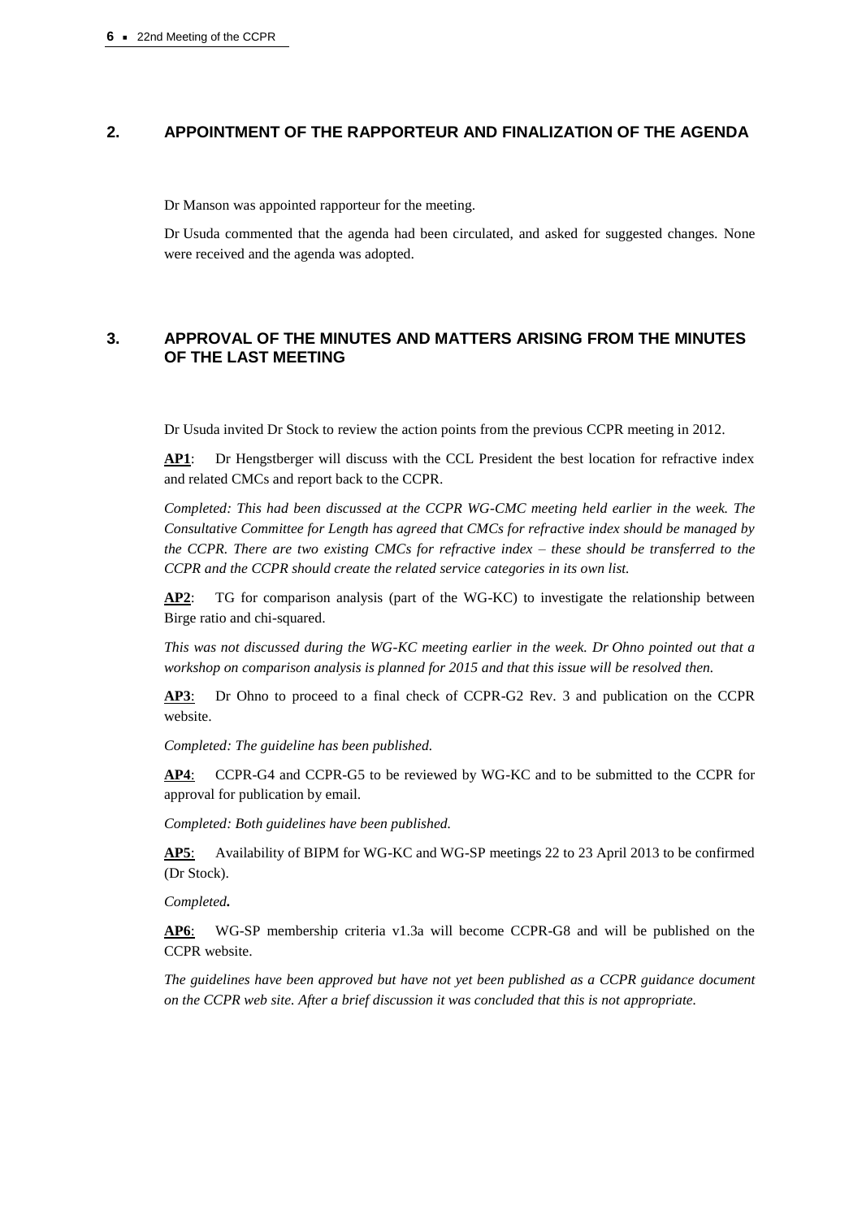## 2. APPOINTMENT OF THE RAPPORTEUR AND FINALIZATION OF THE AGENDA

Dr Manson was appointed rapporteur for the meeting.

Dr Usuda commented that the agenda had been circulated, and asked for suggested changes. None were received and the agenda was adopted.

## 3. APPROVAL OF THE MINUTES AND MATTERS ARISING FROM THE MINUTES OF THE LAST MEETING

Dr Usuda invited Dr Stock to review the action points from the previous CCPR meeting in 2012.

**AP1**: Dr Hengstberger will discuss with the CCL President the best location for refractive index and related CMCs and report back to the CCPR.

*Completed: This had been discussed at the CCPR WG-CMC meeting held earlier in the week. The Consultative Committee for Length has agreed that CMCs for refractive index should be managed by the CCPR. There are two existing CMCs for refractive index – these should be transferred to the CCPR and the CCPR should create the related service categories in its own list.*

**AP2**: TG for comparison analysis (part of the WG-KC) to investigate the relationship between Birge ratio and chi-squared.

*This was not discussed during the WG-KC meeting earlier in the week. Dr Ohno pointed out that a workshop on comparison analysis is planned for 2015 and that this issue will be resolved then.*

**AP3**: Dr Ohno to proceed to a final check of CCPR-G2 Rev. 3 and publication on the CCPR website.

*Completed: The guideline has been published.*

**AP4**: CCPR-G4 and CCPR-G5 to be reviewed by WG-KC and to be submitted to the CCPR for approval for publication by email.

*Completed: Both guidelines have been published.*

**AP5**: Availability of BIPM for WG-KC and WG-SP meetings 22 to 23 April 2013 to be confirmed (Dr Stock).

*Completed.*

**AP6**: WG-SP membership criteria v1.3a will become CCPR-G8 and will be published on the CCPR website.

*The guidelines have been approved but have not yet been published as a CCPR guidance document on the CCPR web site. After a brief discussion it was concluded that this is not appropriate.*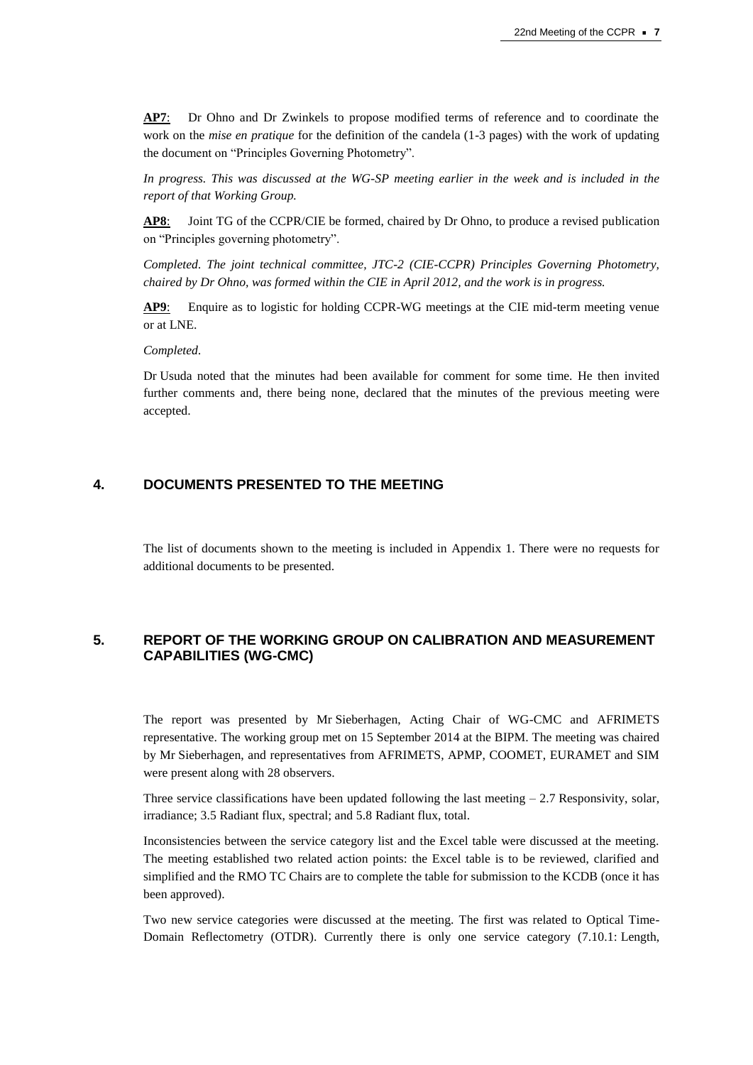**AP7**: Dr Ohno and Dr Zwinkels to propose modified terms of reference and to coordinate the work on the *mise en pratique* for the definition of the candela (1-3 pages) with the work of updating the document on "Principles Governing Photometry".

*In progress. This was discussed at the WG-SP meeting earlier in the week and is included in the report of that Working Group.*

**AP8**: Joint TG of the CCPR/CIE be formed, chaired by Dr Ohno, to produce a revised publication on "Principles governing photometry".

*Completed. The joint technical committee, JTC-2 (CIE-CCPR) Principles Governing Photometry, chaired by Dr Ohno, was formed within the CIE in April 2012, and the work is in progress.*

**AP9**: Enquire as to logistic for holding CCPR-WG meetings at the CIE mid-term meeting venue or at LNE.

*Completed*.

Dr Usuda noted that the minutes had been available for comment for some time. He then invited further comments and, there being none, declared that the minutes of the previous meeting were accepted.

## 4. DOCUMENTS PRESENTED TO THE MEETING

The list of documents shown to the meeting is included in Appendix 1. There were no requests for additional documents to be presented.

## 5. REPORT OF THE WORKING GROUP ON CALIBRATION AND MEASUREMENT CAPABILITIES (WG-CMC)

The report was presented by Mr Sieberhagen, Acting Chair of WG-CMC and AFRIMETS representative. The working group met on 15 September 2014 at the BIPM. The meeting was chaired by Mr Sieberhagen, and representatives from AFRIMETS, APMP, COOMET, EURAMET and SIM were present along with 28 observers.

Three service classifications have been updated following the last meeting – 2.7 Responsivity, solar, irradiance; 3.5 Radiant flux, spectral; and 5.8 Radiant flux, total.

Inconsistencies between the service category list and the Excel table were discussed at the meeting. The meeting established two related action points: the Excel table is to be reviewed, clarified and simplified and the RMO TC Chairs are to complete the table for submission to the KCDB (once it has been approved).

Two new service categories were discussed at the meeting. The first was related to Optical Time-Domain Reflectometry (OTDR). Currently there is only one service category (7.10.1: Length,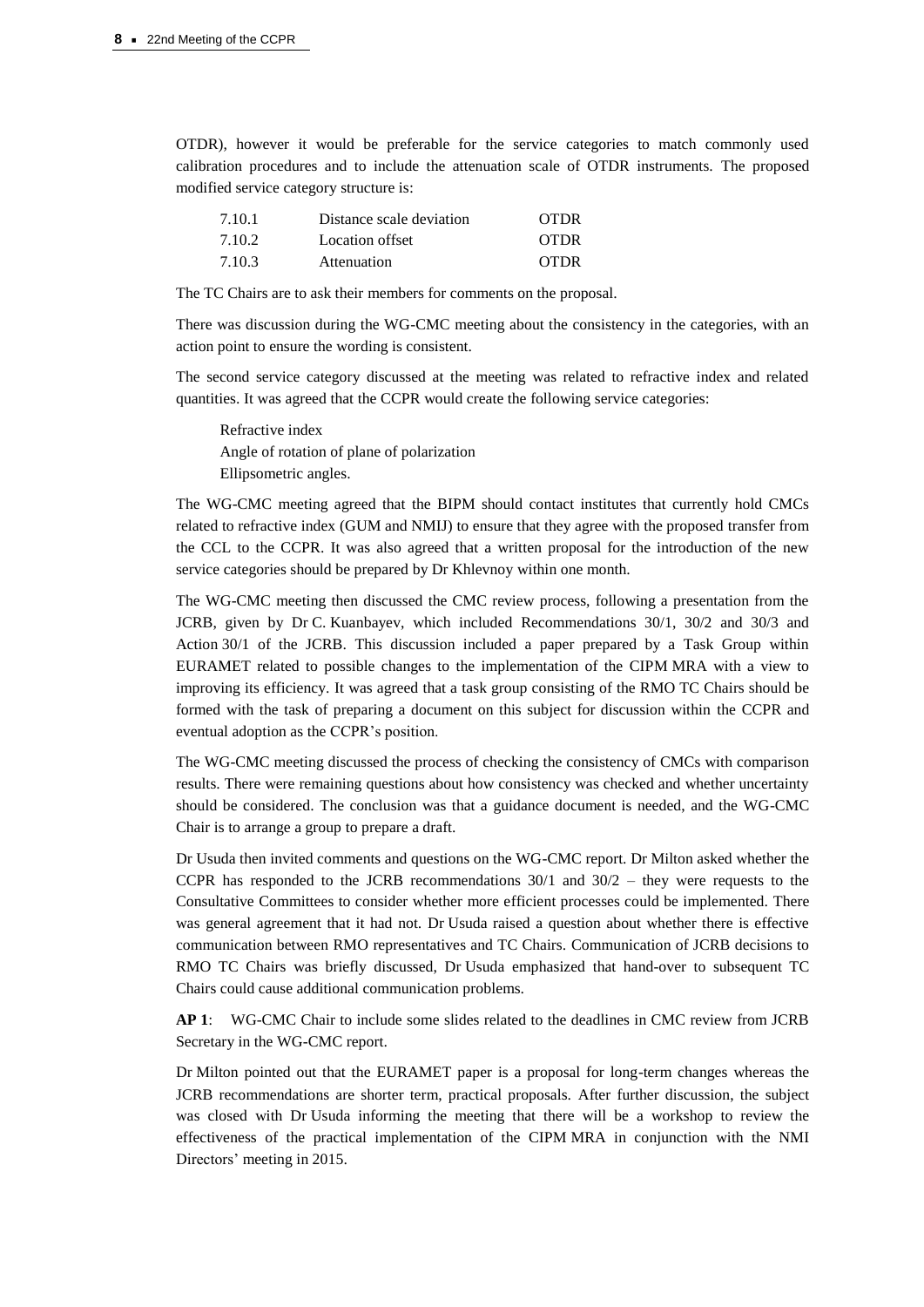OTDR), however it would be preferable for the service categories to match commonly used calibration procedures and to include the attenuation scale of OTDR instruments. The proposed modified service category structure is:

| | | |
|---|---|---|
| 7.10.1 | Distance scale deviation | OTDR |
| 7.10.2 | Location offset | OTDR |
| 7.10.3 | Attenuation | OTDR |

The TC Chairs are to ask their members for comments on the proposal.

There was discussion during the WG-CMC meeting about the consistency in the categories, with an action point to ensure the wording is consistent.

The second service category discussed at the meeting was related to refractive index and related quantities. It was agreed that the CCPR would create the following service categories:

Refractive index
Angle of rotation of plane of polarization
Ellipsometric angles.

The WG-CMC meeting agreed that the BIPM should contact institutes that currently hold CMCs related to refractive index (GUM and NMIJ) to ensure that they agree with the proposed transfer from the CCL to the CCPR. It was also agreed that a written proposal for the introduction of the new service categories should be prepared by Dr Khlevnoy within one month.

The WG-CMC meeting then discussed the CMC review process, following a presentation from the JCRB, given by Dr C. Kuanbayev, which included Recommendations 30/1, 30/2 and 30/3 and Action 30/1 of the JCRB. This discussion included a paper prepared by a Task Group within EURAMET related to possible changes to the implementation of the CIPM MRA with a view to improving its efficiency. It was agreed that a task group consisting of the RMO TC Chairs should be formed with the task of preparing a document on this subject for discussion within the CCPR and eventual adoption as the CCPR's position.

The WG-CMC meeting discussed the process of checking the consistency of CMCs with comparison results. There were remaining questions about how consistency was checked and whether uncertainty should be considered. The conclusion was that a guidance document is needed, and the WG-CMC Chair is to arrange a group to prepare a draft.

Dr Usuda then invited comments and questions on the WG-CMC report. Dr Milton asked whether the CCPR has responded to the JCRB recommendations 30/1 and 30/2 – they were requests to the Consultative Committees to consider whether more efficient processes could be implemented. There was general agreement that it had not. Dr Usuda raised a question about whether there is effective communication between RMO representatives and TC Chairs. Communication of JCRB decisions to RMO TC Chairs was briefly discussed, Dr Usuda emphasized that hand-over to subsequent TC Chairs could cause additional communication problems.

**AP 1**: WG-CMC Chair to include some slides related to the deadlines in CMC review from JCRB Secretary in the WG-CMC report.

Dr Milton pointed out that the EURAMET paper is a proposal for long-term changes whereas the JCRB recommendations are shorter term, practical proposals. After further discussion, the subject was closed with Dr Usuda informing the meeting that there will be a workshop to review the effectiveness of the practical implementation of the CIPM MRA in conjunction with the NMI Directors' meeting in 2015.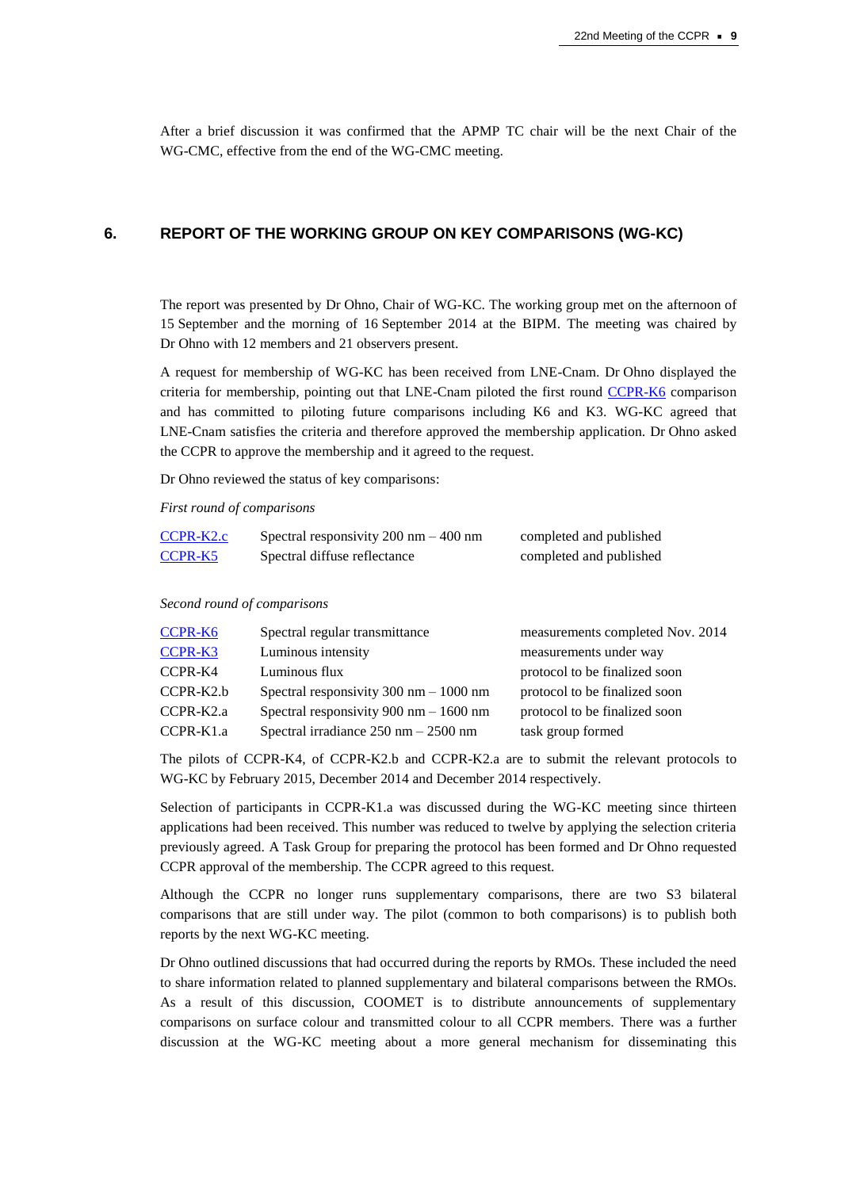After a brief discussion it was confirmed that the APMP TC chair will be the next Chair of the WG-CMC, effective from the end of the WG-CMC meeting.

## 6. REPORT OF THE WORKING GROUP ON KEY COMPARISONS (WG-KC)

The report was presented by Dr Ohno, Chair of WG-KC. The working group met on the afternoon of 15 September and the morning of 16 September 2014 at the BIPM. The meeting was chaired by Dr Ohno with 12 members and 21 observers present.

A request for membership of WG-KC has been received from LNE-Cnam. Dr Ohno displayed the criteria for membership, pointing out that LNE-Cnam piloted the first round CCPR-K6 comparison and has committed to piloting future comparisons including K6 and K3. WG-KC agreed that LNE-Cnam satisfies the criteria and therefore approved the membership application. Dr Ohno asked the CCPR to approve the membership and it agreed to the request.

Dr Ohno reviewed the status of key comparisons:

*First round of comparisons*

| | | |
|---|---|---|
| CCPR-K2.c | Spectral responsivity 200 nm – 400 nm | completed and published |
| CCPR-K5 | Spectral diffuse reflectance | completed and published |

*Second round of comparisons*

| | | |
|---|---|---|
| CCPR-K6 | Spectral regular transmittance | measurements completed Nov. 2014 |
| CCPR-K3 | Luminous intensity | measurements under way |
| CCPR-K4 | Luminous flux | protocol to be finalized soon |
| CCPR-K2.b | Spectral responsivity 300 nm – 1000 nm | protocol to be finalized soon |
| CCPR-K2.a | Spectral responsivity 900 nm – 1600 nm | protocol to be finalized soon |
| CCPR-K1.a | Spectral irradiance 250 nm – 2500 nm | task group formed |

The pilots of CCPR-K4, of CCPR-K2.b and CCPR-K2.a are to submit the relevant protocols to WG-KC by February 2015, December 2014 and December 2014 respectively.

Selection of participants in CCPR-K1.a was discussed during the WG-KC meeting since thirteen applications had been received. This number was reduced to twelve by applying the selection criteria previously agreed. A Task Group for preparing the protocol has been formed and Dr Ohno requested CCPR approval of the membership. The CCPR agreed to this request.

Although the CCPR no longer runs supplementary comparisons, there are two S3 bilateral comparisons that are still under way. The pilot (common to both comparisons) is to publish both reports by the next WG-KC meeting.

Dr Ohno outlined discussions that had occurred during the reports by RMOs. These included the need to share information related to planned supplementary and bilateral comparisons between the RMOs. As a result of this discussion, COOMET is to distribute announcements of supplementary comparisons on surface colour and transmitted colour to all CCPR members. There was a further discussion at the WG-KC meeting about a more general mechanism for disseminating this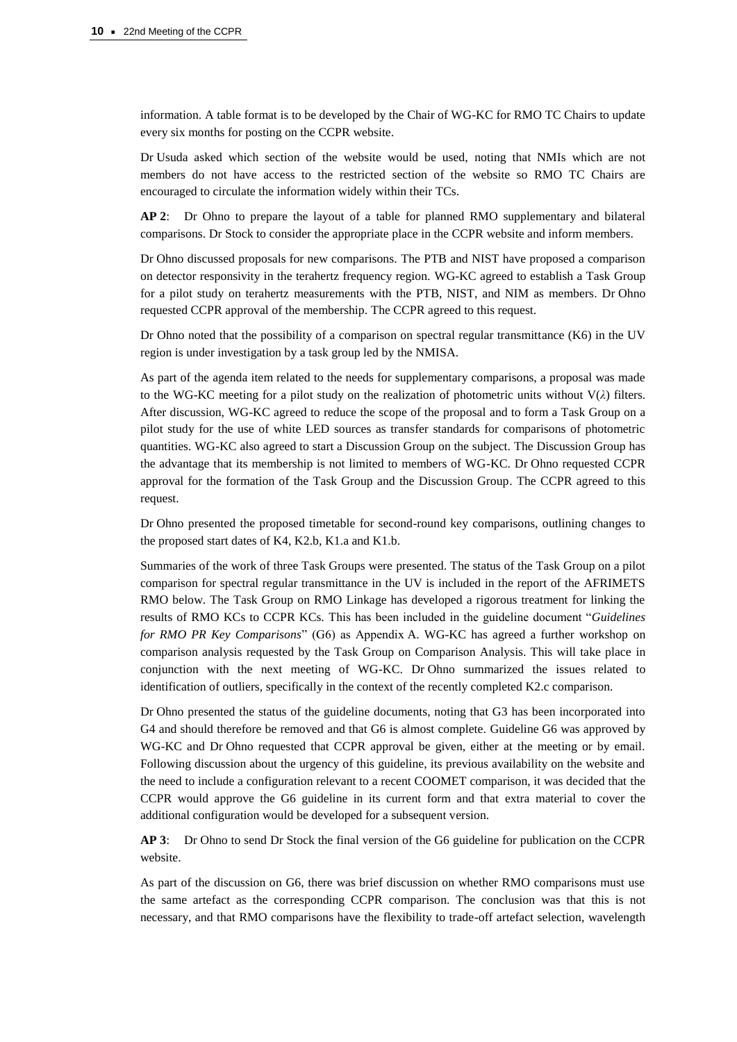information. A table format is to be developed by the Chair of WG-KC for RMO TC Chairs to update every six months for posting on the CCPR website.

Dr Usuda asked which section of the website would be used, noting that NMIs which are not members do not have access to the restricted section of the website so RMO TC Chairs are encouraged to circulate the information widely within their TCs.

**AP 2**: Dr Ohno to prepare the layout of a table for planned RMO supplementary and bilateral comparisons. Dr Stock to consider the appropriate place in the CCPR website and inform members.

Dr Ohno discussed proposals for new comparisons. The PTB and NIST have proposed a comparison on detector responsivity in the terahertz frequency region. WG-KC agreed to establish a Task Group for a pilot study on terahertz measurements with the PTB, NIST, and NIM as members. Dr Ohno requested CCPR approval of the membership. The CCPR agreed to this request.

Dr Ohno noted that the possibility of a comparison on spectral regular transmittance (K6) in the UV region is under investigation by a task group led by the NMISA.

As part of the agenda item related to the needs for supplementary comparisons, a proposal was made to the WG-KC meeting for a pilot study on the realization of photometric units without V($\lambda$) filters. After discussion, WG-KC agreed to reduce the scope of the proposal and to form a Task Group on a pilot study for the use of white LED sources as transfer standards for comparisons of photometric quantities. WG-KC also agreed to start a Discussion Group on the subject. The Discussion Group has the advantage that its membership is not limited to members of WG-KC. Dr Ohno requested CCPR approval for the formation of the Task Group and the Discussion Group. The CCPR agreed to this request.

Dr Ohno presented the proposed timetable for second-round key comparisons, outlining changes to the proposed start dates of K4, K2.b, K1.a and K1.b.

Summaries of the work of three Task Groups were presented. The status of the Task Group on a pilot comparison for spectral regular transmittance in the UV is included in the report of the AFRIMETS RMO below. The Task Group on RMO Linkage has developed a rigorous treatment for linking the results of RMO KCs to CCPR KCs. This has been included in the guideline document "*Guidelines for RMO PR Key Comparisons*" (G6) as Appendix A. WG-KC has agreed a further workshop on comparison analysis requested by the Task Group on Comparison Analysis. This will take place in conjunction with the next meeting of WG-KC. Dr Ohno summarized the issues related to identification of outliers, specifically in the context of the recently completed K2.c comparison.

Dr Ohno presented the status of the guideline documents, noting that G3 has been incorporated into G4 and should therefore be removed and that G6 is almost complete. Guideline G6 was approved by WG-KC and Dr Ohno requested that CCPR approval be given, either at the meeting or by email. Following discussion about the urgency of this guideline, its previous availability on the website and the need to include a configuration relevant to a recent COOMET comparison, it was decided that the CCPR would approve the G6 guideline in its current form and that extra material to cover the additional configuration would be developed for a subsequent version.

**AP 3**: Dr Ohno to send Dr Stock the final version of the G6 guideline for publication on the CCPR website.

As part of the discussion on G6, there was brief discussion on whether RMO comparisons must use the same artefact as the corresponding CCPR comparison. The conclusion was that this is not necessary, and that RMO comparisons have the flexibility to trade-off artefact selection, wavelength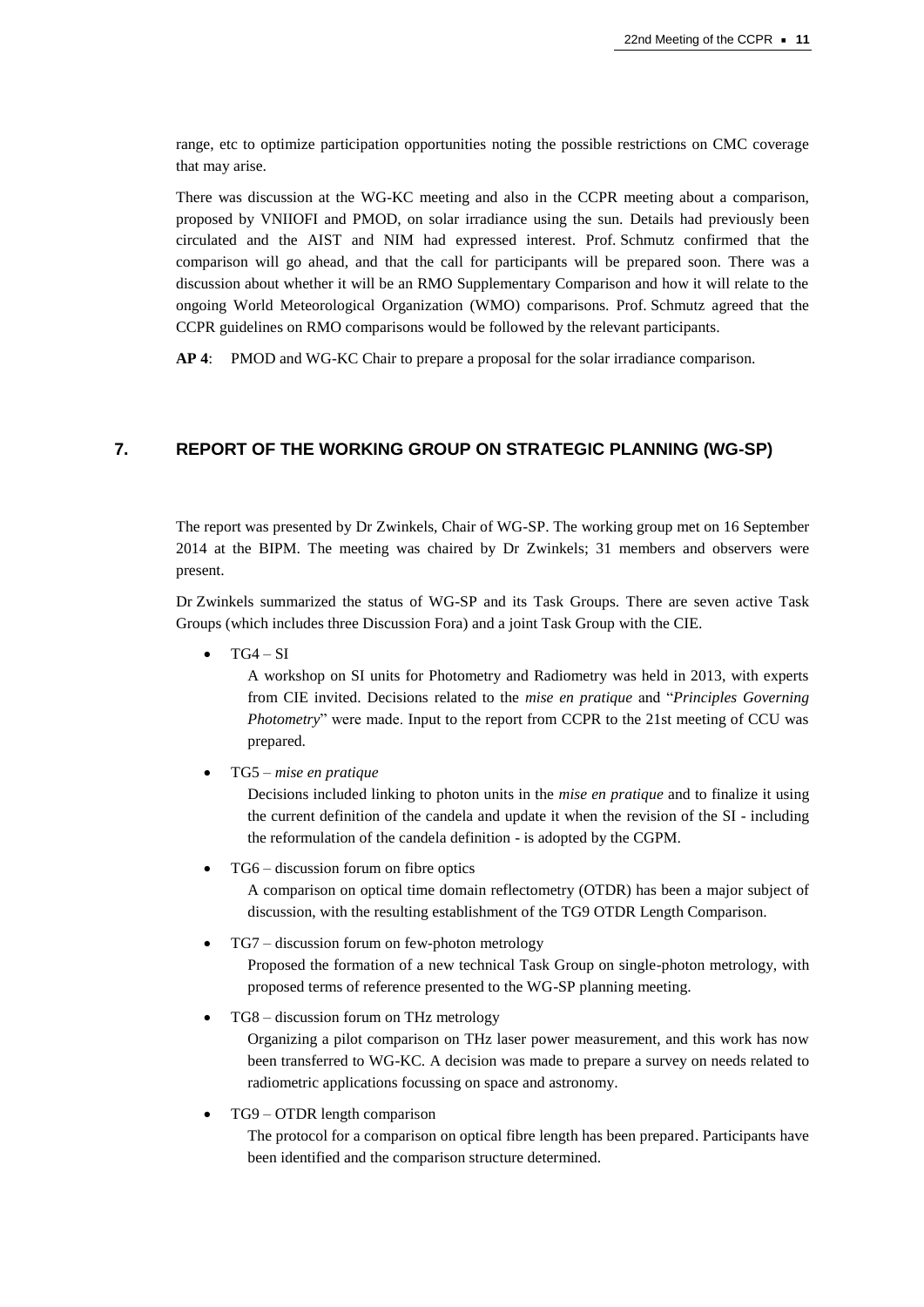range, etc to optimize participation opportunities noting the possible restrictions on CMC coverage that may arise.

There was discussion at the WG-KC meeting and also in the CCPR meeting about a comparison, proposed by VNIIOFI and PMOD, on solar irradiance using the sun. Details had previously been circulated and the AIST and NIM had expressed interest. Prof. Schmutz confirmed that the comparison will go ahead, and that the call for participants will be prepared soon. There was a discussion about whether it will be an RMO Supplementary Comparison and how it will relate to the ongoing World Meteorological Organization (WMO) comparisons. Prof. Schmutz agreed that the CCPR guidelines on RMO comparisons would be followed by the relevant participants.

**AP 4**: PMOD and WG-KC Chair to prepare a proposal for the solar irradiance comparison.

## 7. REPORT OF THE WORKING GROUP ON STRATEGIC PLANNING (WG-SP)

The report was presented by Dr Zwinkels, Chair of WG-SP. The working group met on 16 September 2014 at the BIPM. The meeting was chaired by Dr Zwinkels; 31 members and observers were present.

Dr Zwinkels summarized the status of WG-SP and its Task Groups. There are seven active Task Groups (which includes three Discussion Fora) and a joint Task Group with the CIE.

- TG4 – SI

  A workshop on SI units for Photometry and Radiometry was held in 2013, with experts from CIE invited. Decisions related to the *mise en pratique* and "*Principles Governing Photometry*" were made. Input to the report from CCPR to the 21st meeting of CCU was prepared.

- TG5 – *mise en pratique*

  Decisions included linking to photon units in the *mise en pratique* and to finalize it using the current definition of the candela and update it when the revision of the SI - including the reformulation of the candela definition - is adopted by the CGPM.

- TG6 – discussion forum on fibre optics

  A comparison on optical time domain reflectometry (OTDR) has been a major subject of discussion, with the resulting establishment of the TG9 OTDR Length Comparison.

- TG7 – discussion forum on few-photon metrology

  Proposed the formation of a new technical Task Group on single-photon metrology, with proposed terms of reference presented to the WG-SP planning meeting.

- TG8 – discussion forum on THz metrology

  Organizing a pilot comparison on THz laser power measurement, and this work has now been transferred to WG-KC. A decision was made to prepare a survey on needs related to radiometric applications focussing on space and astronomy.

- TG9 – OTDR length comparison

  The protocol for a comparison on optical fibre length has been prepared. Participants have been identified and the comparison structure determined.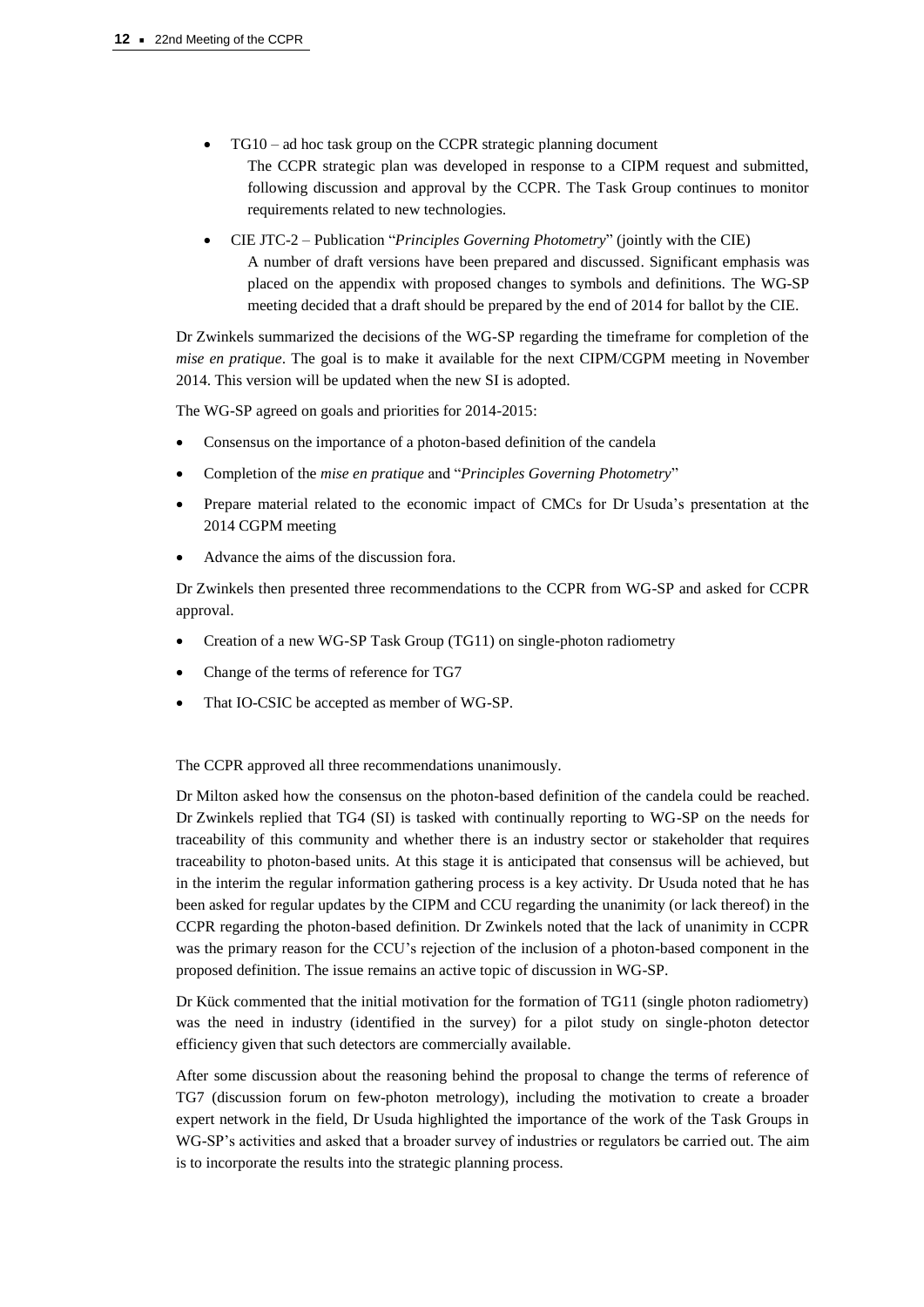- TG10 – ad hoc task group on the CCPR strategic planning document

  The CCPR strategic plan was developed in response to a CIPM request and submitted, following discussion and approval by the CCPR. The Task Group continues to monitor requirements related to new technologies.

- CIE JTC-2 – Publication "*Principles Governing Photometry*" (jointly with the CIE)

  A number of draft versions have been prepared and discussed. Significant emphasis was placed on the appendix with proposed changes to symbols and definitions. The WG-SP meeting decided that a draft should be prepared by the end of 2014 for ballot by the CIE.

Dr Zwinkels summarized the decisions of the WG-SP regarding the timeframe for completion of the *mise en pratique*. The goal is to make it available for the next CIPM/CGPM meeting in November 2014. This version will be updated when the new SI is adopted.

The WG-SP agreed on goals and priorities for 2014-2015:

- Consensus on the importance of a photon-based definition of the candela
- Completion of the *mise en pratique* and "*Principles Governing Photometry*"
- Prepare material related to the economic impact of CMCs for Dr Usuda's presentation at the 2014 CGPM meeting
- Advance the aims of the discussion fora.

Dr Zwinkels then presented three recommendations to the CCPR from WG-SP and asked for CCPR approval.

- Creation of a new WG-SP Task Group (TG11) on single-photon radiometry
- Change of the terms of reference for TG7
- That IO-CSIC be accepted as member of WG-SP.

The CCPR approved all three recommendations unanimously.

Dr Milton asked how the consensus on the photon-based definition of the candela could be reached. Dr Zwinkels replied that TG4 (SI) is tasked with continually reporting to WG-SP on the needs for traceability of this community and whether there is an industry sector or stakeholder that requires traceability to photon-based units. At this stage it is anticipated that consensus will be achieved, but in the interim the regular information gathering process is a key activity. Dr Usuda noted that he has been asked for regular updates by the CIPM and CCU regarding the unanimity (or lack thereof) in the CCPR regarding the photon-based definition. Dr Zwinkels noted that the lack of unanimity in CCPR was the primary reason for the CCU's rejection of the inclusion of a photon-based component in the proposed definition. The issue remains an active topic of discussion in WG-SP.

Dr Kück commented that the initial motivation for the formation of TG11 (single photon radiometry) was the need in industry (identified in the survey) for a pilot study on single-photon detector efficiency given that such detectors are commercially available.

After some discussion about the reasoning behind the proposal to change the terms of reference of TG7 (discussion forum on few-photon metrology), including the motivation to create a broader expert network in the field, Dr Usuda highlighted the importance of the work of the Task Groups in WG-SP's activities and asked that a broader survey of industries or regulators be carried out. The aim is to incorporate the results into the strategic planning process.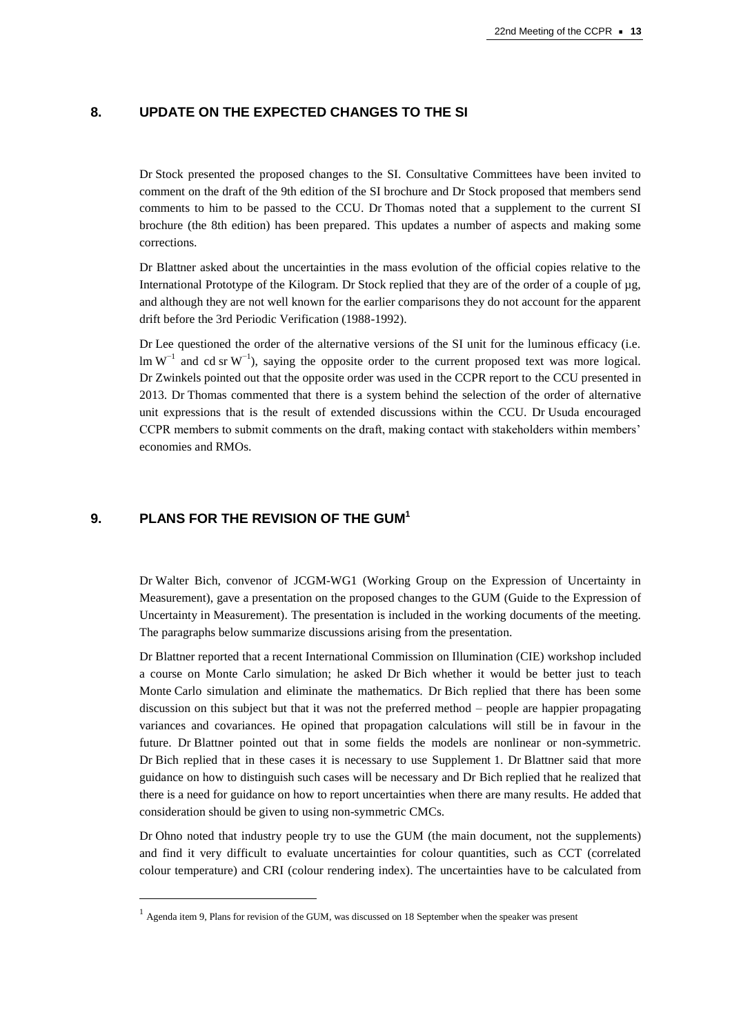## 8. UPDATE ON THE EXPECTED CHANGES TO THE SI

Dr Stock presented the proposed changes to the SI. Consultative Committees have been invited to comment on the draft of the 9th edition of the SI brochure and Dr Stock proposed that members send comments to him to be passed to the CCU. Dr Thomas noted that a supplement to the current SI brochure (the 8th edition) has been prepared. This updates a number of aspects and making some corrections.

Dr Blattner asked about the uncertainties in the mass evolution of the official copies relative to the International Prototype of the Kilogram. Dr Stock replied that they are of the order of a couple of µg, and although they are not well known for the earlier comparisons they do not account for the apparent drift before the 3rd Periodic Verification (1988-1992).

Dr Lee questioned the order of the alternative versions of the SI unit for the luminous efficacy (i.e. $\mathrm{lm\,W^{-1}}$ and $\mathrm{cd\,sr\,W^{-1}}$), saying the opposite order to the current proposed text was more logical. Dr Zwinkels pointed out that the opposite order was used in the CCPR report to the CCU presented in 2013. Dr Thomas commented that there is a system behind the selection of the order of alternative unit expressions that is the result of extended discussions within the CCU. Dr Usuda encouraged CCPR members to submit comments on the draft, making contact with stakeholders within members' economies and RMOs.

## 9. PLANS FOR THE REVISION OF THE GUM[1]

Dr Walter Bich, convenor of JCGM-WG1 (Working Group on the Expression of Uncertainty in Measurement), gave a presentation on the proposed changes to the GUM (Guide to the Expression of Uncertainty in Measurement). The presentation is included in the working documents of the meeting. The paragraphs below summarize discussions arising from the presentation.

Dr Blattner reported that a recent International Commission on Illumination (CIE) workshop included a course on Monte Carlo simulation; he asked Dr Bich whether it would be better just to teach Monte Carlo simulation and eliminate the mathematics. Dr Bich replied that there has been some discussion on this subject but that it was not the preferred method – people are happier propagating variances and covariances. He opined that propagation calculations will still be in favour in the future. Dr Blattner pointed out that in some fields the models are nonlinear or non-symmetric. Dr Bich replied that in these cases it is necessary to use Supplement 1. Dr Blattner said that more guidance on how to distinguish such cases will be necessary and Dr Bich replied that he realized that there is a need for guidance on how to report uncertainties when there are many results. He added that consideration should be given to using non-symmetric CMCs.

Dr Ohno noted that industry people try to use the GUM (the main document, not the supplements) and find it very difficult to evaluate uncertainties for colour quantities, such as CCT (correlated colour temperature) and CRI (colour rendering index). The uncertainties have to be calculated from

[1] Agenda item 9, Plans for revision of the GUM, was discussed on 18 September when the speaker was present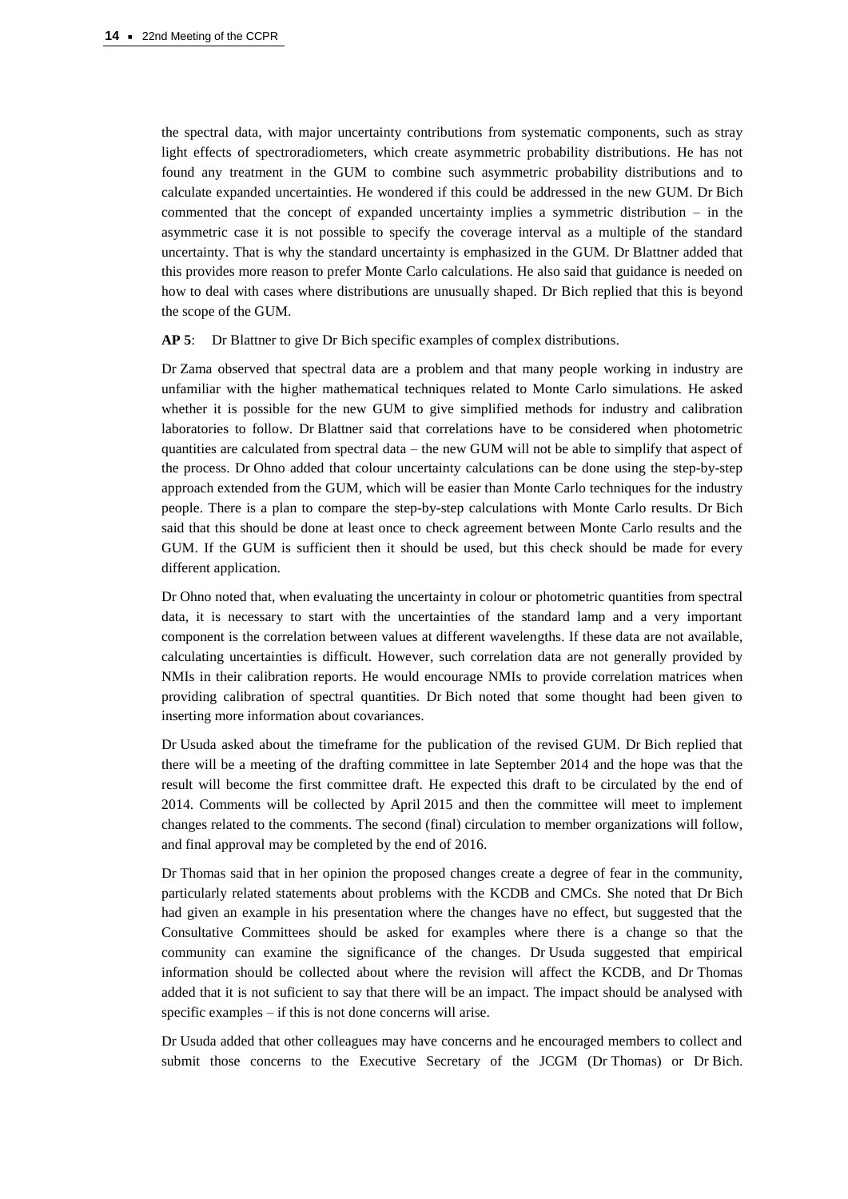the spectral data, with major uncertainty contributions from systematic components, such as stray light effects of spectroradiometers, which create asymmetric probability distributions. He has not found any treatment in the GUM to combine such asymmetric probability distributions and to calculate expanded uncertainties. He wondered if this could be addressed in the new GUM. Dr Bich commented that the concept of expanded uncertainty implies a symmetric distribution – in the asymmetric case it is not possible to specify the coverage interval as a multiple of the standard uncertainty. That is why the standard uncertainty is emphasized in the GUM. Dr Blattner added that this provides more reason to prefer Monte Carlo calculations. He also said that guidance is needed on how to deal with cases where distributions are unusually shaped. Dr Bich replied that this is beyond the scope of the GUM.

**AP 5**: Dr Blattner to give Dr Bich specific examples of complex distributions.

Dr Zama observed that spectral data are a problem and that many people working in industry are unfamiliar with the higher mathematical techniques related to Monte Carlo simulations. He asked whether it is possible for the new GUM to give simplified methods for industry and calibration laboratories to follow. Dr Blattner said that correlations have to be considered when photometric quantities are calculated from spectral data – the new GUM will not be able to simplify that aspect of the process. Dr Ohno added that colour uncertainty calculations can be done using the step-by-step approach extended from the GUM, which will be easier than Monte Carlo techniques for the industry people. There is a plan to compare the step-by-step calculations with Monte Carlo results. Dr Bich said that this should be done at least once to check agreement between Monte Carlo results and the GUM. If the GUM is sufficient then it should be used, but this check should be made for every different application.

Dr Ohno noted that, when evaluating the uncertainty in colour or photometric quantities from spectral data, it is necessary to start with the uncertainties of the standard lamp and a very important component is the correlation between values at different wavelengths. If these data are not available, calculating uncertainties is difficult. However, such correlation data are not generally provided by NMIs in their calibration reports. He would encourage NMIs to provide correlation matrices when providing calibration of spectral quantities. Dr Bich noted that some thought had been given to inserting more information about covariances.

Dr Usuda asked about the timeframe for the publication of the revised GUM. Dr Bich replied that there will be a meeting of the drafting committee in late September 2014 and the hope was that the result will become the first committee draft. He expected this draft to be circulated by the end of 2014. Comments will be collected by April 2015 and then the committee will meet to implement changes related to the comments. The second (final) circulation to member organizations will follow, and final approval may be completed by the end of 2016.

Dr Thomas said that in her opinion the proposed changes create a degree of fear in the community, particularly related statements about problems with the KCDB and CMCs. She noted that Dr Bich had given an example in his presentation where the changes have no effect, but suggested that the Consultative Committees should be asked for examples where there is a change so that the community can examine the significance of the changes. Dr Usuda suggested that empirical information should be collected about where the revision will affect the KCDB, and Dr Thomas added that it is not suficient to say that there will be an impact. The impact should be analysed with specific examples – if this is not done concerns will arise.

Dr Usuda added that other colleagues may have concerns and he encouraged members to collect and submit those concerns to the Executive Secretary of the JCGM (Dr Thomas) or Dr Bich.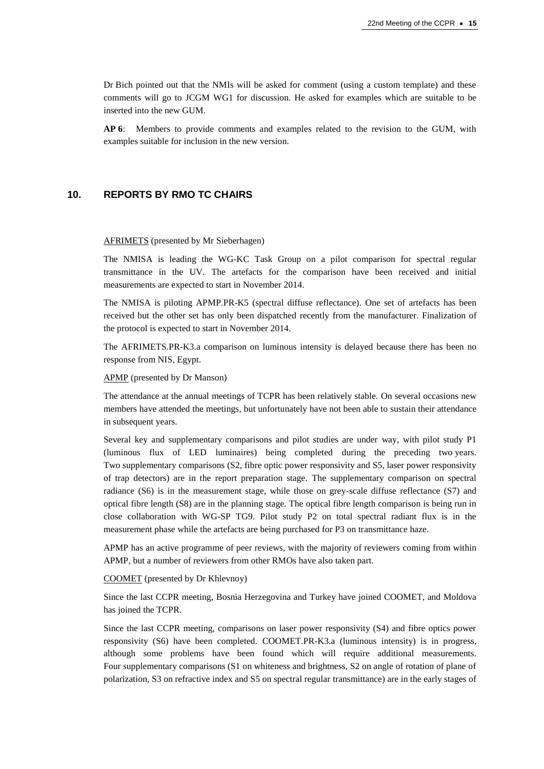Dr Bich pointed out that the NMIs will be asked for comment (using a custom template) and these comments will go to JCGM WG1 for discussion. He asked for examples which are suitable to be inserted into the new GUM.

**AP 6**: Members to provide comments and examples related to the revision to the GUM, with examples suitable for inclusion in the new version.

## 10. REPORTS BY RMO TC CHAIRS

AFRIMETS (presented by Mr Sieberhagen)

The NMISA is leading the WG-KC Task Group on a pilot comparison for spectral regular transmittance in the UV. The artefacts for the comparison have been received and initial measurements are expected to start in November 2014.

The NMISA is piloting APMP.PR-K5 (spectral diffuse reflectance). One set of artefacts has been received but the other set has only been dispatched recently from the manufacturer. Finalization of the protocol is expected to start in November 2014.

The AFRIMETS.PR-K3.a comparison on luminous intensity is delayed because there has been no response from NIS, Egypt.

APMP (presented by Dr Manson)

The attendance at the annual meetings of TCPR has been relatively stable. On several occasions new members have attended the meetings, but unfortunately have not been able to sustain their attendance in subsequent years.

Several key and supplementary comparisons and pilot studies are under way, with pilot study P1 (luminous flux of LED luminaires) being completed during the preceding two years. Two supplementary comparisons (S2, fibre optic power responsivity and S5, laser power responsivity of trap detectors) are in the report preparation stage. The supplementary comparison on spectral radiance (S6) is in the measurement stage, while those on grey-scale diffuse reflectance (S7) and optical fibre length (S8) are in the planning stage. The optical fibre length comparison is being run in close collaboration with WG-SP TG9. Pilot study P2 on total spectral radiant flux is in the measurement phase while the artefacts are being purchased for P3 on transmittance haze.

APMP has an active programme of peer reviews, with the majority of reviewers coming from within APMP, but a number of reviewers from other RMOs have also taken part.

COOMET (presented by Dr Khlevnoy)

Since the last CCPR meeting, Bosnia Herzegovina and Turkey have joined COOMET, and Moldova has joined the TCPR.

Since the last CCPR meeting, comparisons on laser power responsivity (S4) and fibre optics power responsivity (S6) have been completed. COOMET.PR-K3.a (luminous intensity) is in progress, although some problems have been found which will require additional measurements. Four supplementary comparisons (S1 on whiteness and brightness, S2 on angle of rotation of plane of polarization, S3 on refractive index and S5 on spectral regular transmittance) are in the early stages of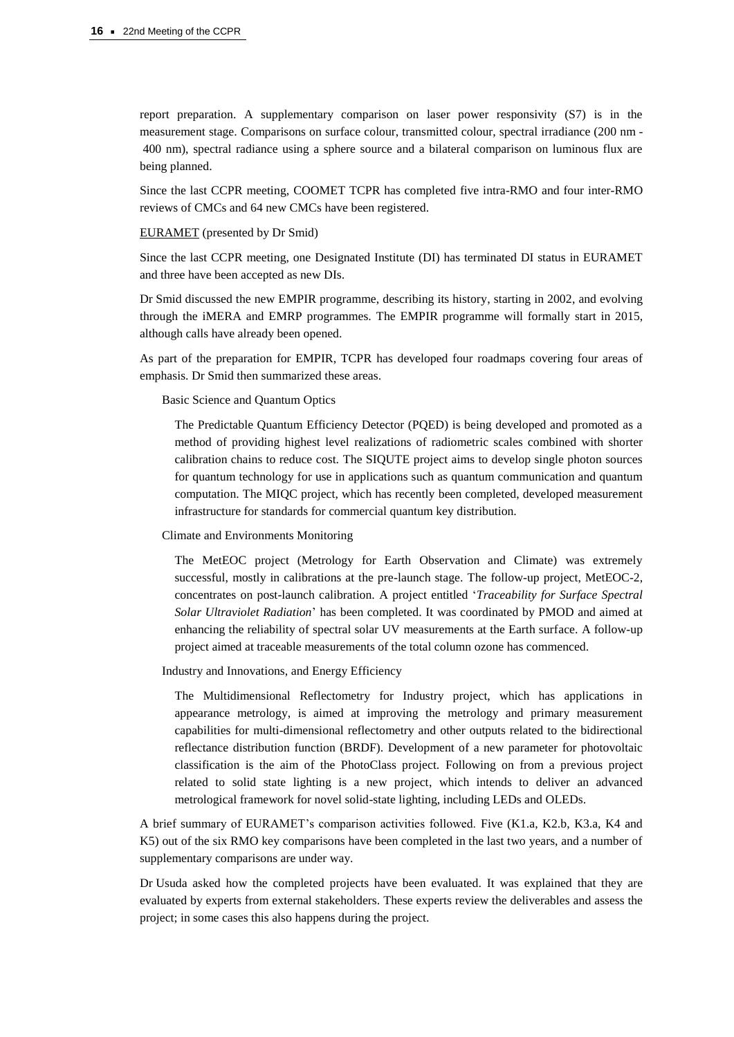report preparation. A supplementary comparison on laser power responsivity (S7) is in the measurement stage. Comparisons on surface colour, transmitted colour, spectral irradiance (200 nm - 400 nm), spectral radiance using a sphere source and a bilateral comparison on luminous flux are being planned.

Since the last CCPR meeting, COOMET TCPR has completed five intra-RMO and four inter-RMO reviews of CMCs and 64 new CMCs have been registered.

EURAMET (presented by Dr Smid)

Since the last CCPR meeting, one Designated Institute (DI) has terminated DI status in EURAMET and three have been accepted as new DIs.

Dr Smid discussed the new EMPIR programme, describing its history, starting in 2002, and evolving through the iMERA and EMRP programmes. The EMPIR programme will formally start in 2015, although calls have already been opened.

As part of the preparation for EMPIR, TCPR has developed four roadmaps covering four areas of emphasis. Dr Smid then summarized these areas.

Basic Science and Quantum Optics

The Predictable Quantum Efficiency Detector (PQED) is being developed and promoted as a method of providing highest level realizations of radiometric scales combined with shorter calibration chains to reduce cost. The SIQUTE project aims to develop single photon sources for quantum technology for use in applications such as quantum communication and quantum computation. The MIQC project, which has recently been completed, developed measurement infrastructure for standards for commercial quantum key distribution.

Climate and Environments Monitoring

The MetEOC project (Metrology for Earth Observation and Climate) was extremely successful, mostly in calibrations at the pre-launch stage. The follow-up project, MetEOC-2, concentrates on post-launch calibration. A project entitled '*Traceability for Surface Spectral Solar Ultraviolet Radiation*' has been completed. It was coordinated by PMOD and aimed at enhancing the reliability of spectral solar UV measurements at the Earth surface. A follow-up project aimed at traceable measurements of the total column ozone has commenced.

Industry and Innovations, and Energy Efficiency

The Multidimensional Reflectometry for Industry project, which has applications in appearance metrology, is aimed at improving the metrology and primary measurement capabilities for multi-dimensional reflectometry and other outputs related to the bidirectional reflectance distribution function (BRDF). Development of a new parameter for photovoltaic classification is the aim of the PhotoClass project. Following on from a previous project related to solid state lighting is a new project, which intends to deliver an advanced metrological framework for novel solid-state lighting, including LEDs and OLEDs.

A brief summary of EURAMET's comparison activities followed. Five (K1.a, K2.b, K3.a, K4 and K5) out of the six RMO key comparisons have been completed in the last two years, and a number of supplementary comparisons are under way.

Dr Usuda asked how the completed projects have been evaluated. It was explained that they are evaluated by experts from external stakeholders. These experts review the deliverables and assess the project; in some cases this also happens during the project.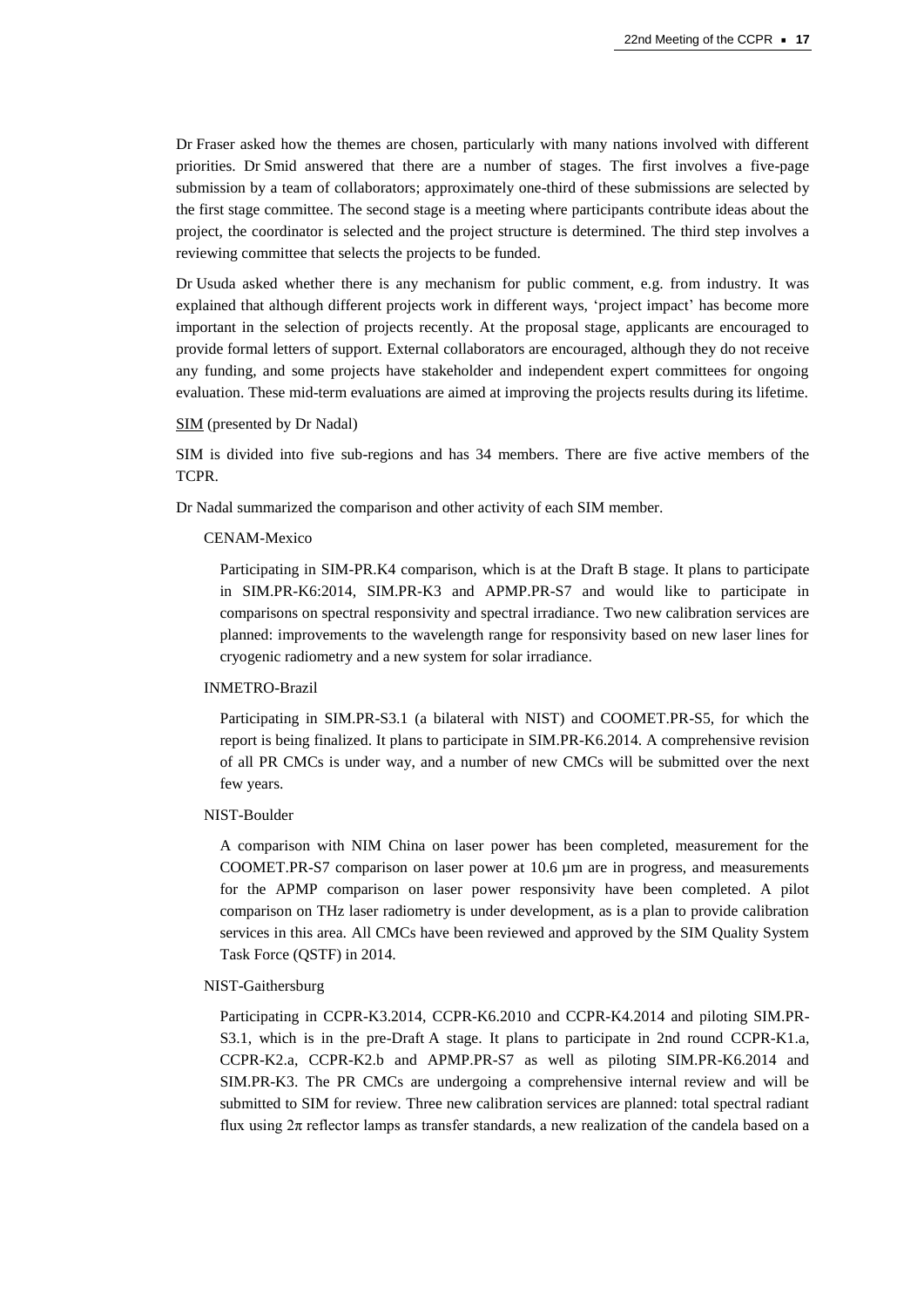Dr Fraser asked how the themes are chosen, particularly with many nations involved with different priorities. Dr Smid answered that there are a number of stages. The first involves a five-page submission by a team of collaborators; approximately one-third of these submissions are selected by the first stage committee. The second stage is a meeting where participants contribute ideas about the project, the coordinator is selected and the project structure is determined. The third step involves a reviewing committee that selects the projects to be funded.

Dr Usuda asked whether there is any mechanism for public comment, e.g. from industry. It was explained that although different projects work in different ways, 'project impact' has become more important in the selection of projects recently. At the proposal stage, applicants are encouraged to provide formal letters of support. External collaborators are encouraged, although they do not receive any funding, and some projects have stakeholder and independent expert committees for ongoing evaluation. These mid-term evaluations are aimed at improving the projects results during its lifetime.

SIM (presented by Dr Nadal)

SIM is divided into five sub-regions and has 34 members. There are five active members of the TCPR.

Dr Nadal summarized the comparison and other activity of each SIM member.

CENAM-Mexico

Participating in SIM-PR.K4 comparison, which is at the Draft B stage. It plans to participate in SIM.PR-K6:2014, SIM.PR-K3 and APMP.PR-S7 and would like to participate in comparisons on spectral responsivity and spectral irradiance. Two new calibration services are planned: improvements to the wavelength range for responsivity based on new laser lines for cryogenic radiometry and a new system for solar irradiance.

INMETRO-Brazil

Participating in SIM.PR-S3.1 (a bilateral with NIST) and COOMET.PR-S5, for which the report is being finalized. It plans to participate in SIM.PR-K6.2014. A comprehensive revision of all PR CMCs is under way, and a number of new CMCs will be submitted over the next few years.

NIST-Boulder

A comparison with NIM China on laser power has been completed, measurement for the COOMET.PR-S7 comparison on laser power at 10.6 µm are in progress, and measurements for the APMP comparison on laser power responsivity have been completed. A pilot comparison on THz laser radiometry is under development, as is a plan to provide calibration services in this area. All CMCs have been reviewed and approved by the SIM Quality System Task Force (QSTF) in 2014.

NIST-Gaithersburg

Participating in CCPR-K3.2014, CCPR-K6.2010 and CCPR-K4.2014 and piloting SIM.PR-S3.1, which is in the pre-Draft A stage. It plans to participate in 2nd round CCPR-K1.a, CCPR-K2.a, CCPR-K2.b and APMP.PR-S7 as well as piloting SIM.PR-K6.2014 and SIM.PR-K3. The PR CMCs are undergoing a comprehensive internal review and will be submitted to SIM for review. Three new calibration services are planned: total spectral radiant flux using $2\pi$ reflector lamps as transfer standards, a new realization of the candela based on a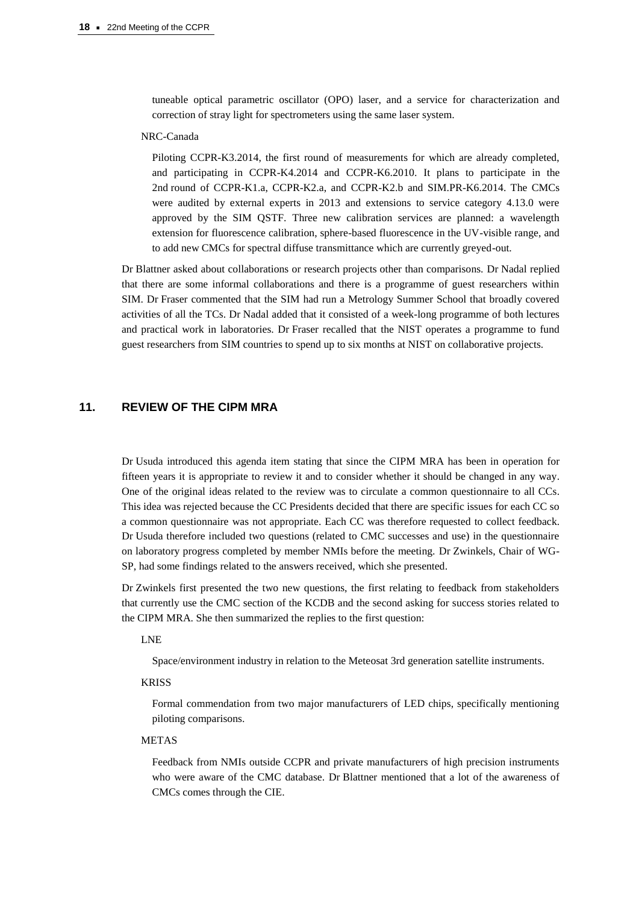tuneable optical parametric oscillator (OPO) laser, and a service for characterization and correction of stray light for spectrometers using the same laser system.

NRC-Canada

Piloting CCPR-K3.2014, the first round of measurements for which are already completed, and participating in CCPR-K4.2014 and CCPR-K6.2010. It plans to participate in the 2nd round of CCPR-K1.a, CCPR-K2.a, and CCPR-K2.b and SIM.PR-K6.2014. The CMCs were audited by external experts in 2013 and extensions to service category 4.13.0 were approved by the SIM QSTF. Three new calibration services are planned: a wavelength extension for fluorescence calibration, sphere-based fluorescence in the UV-visible range, and to add new CMCs for spectral diffuse transmittance which are currently greyed-out.

Dr Blattner asked about collaborations or research projects other than comparisons. Dr Nadal replied that there are some informal collaborations and there is a programme of guest researchers within SIM. Dr Fraser commented that the SIM had run a Metrology Summer School that broadly covered activities of all the TCs. Dr Nadal added that it consisted of a week-long programme of both lectures and practical work in laboratories. Dr Fraser recalled that the NIST operates a programme to fund guest researchers from SIM countries to spend up to six months at NIST on collaborative projects.

## 11. REVIEW OF THE CIPM MRA

Dr Usuda introduced this agenda item stating that since the CIPM MRA has been in operation for fifteen years it is appropriate to review it and to consider whether it should be changed in any way. One of the original ideas related to the review was to circulate a common questionnaire to all CCs. This idea was rejected because the CC Presidents decided that there are specific issues for each CC so a common questionnaire was not appropriate. Each CC was therefore requested to collect feedback. Dr Usuda therefore included two questions (related to CMC successes and use) in the questionnaire on laboratory progress completed by member NMIs before the meeting. Dr Zwinkels, Chair of WG-SP, had some findings related to the answers received, which she presented.

Dr Zwinkels first presented the two new questions, the first relating to feedback from stakeholders that currently use the CMC section of the KCDB and the second asking for success stories related to the CIPM MRA. She then summarized the replies to the first question:

LNE

Space/environment industry in relation to the Meteosat 3rd generation satellite instruments.

KRISS

Formal commendation from two major manufacturers of LED chips, specifically mentioning piloting comparisons.

METAS

Feedback from NMIs outside CCPR and private manufacturers of high precision instruments who were aware of the CMC database. Dr Blattner mentioned that a lot of the awareness of CMCs comes through the CIE.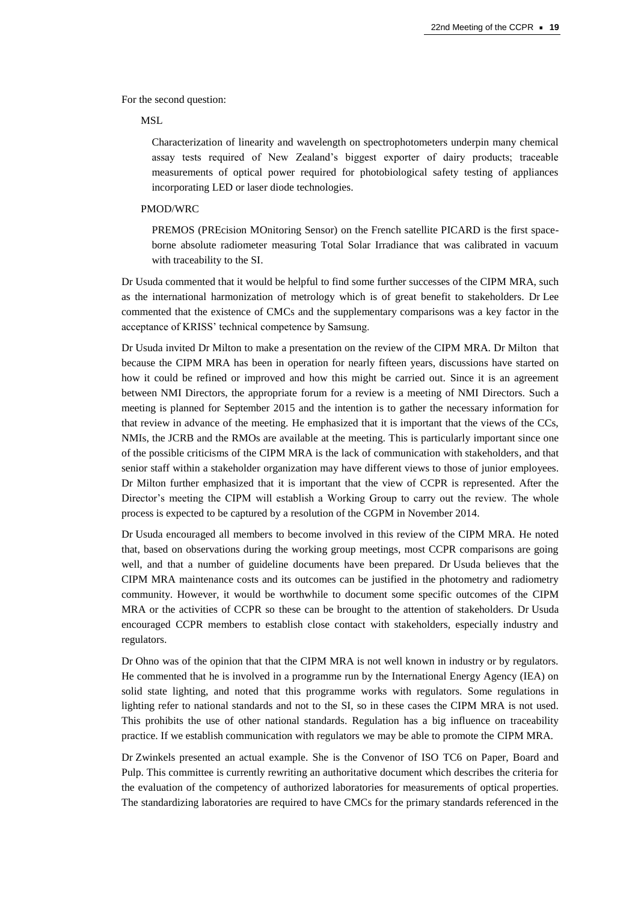For the second question:

MSL

Characterization of linearity and wavelength on spectrophotometers underpin many chemical assay tests required of New Zealand's biggest exporter of dairy products; traceable measurements of optical power required for photobiological safety testing of appliances incorporating LED or laser diode technologies.

PMOD/WRC

PREMOS (PREcision MOnitoring Sensor) on the French satellite PICARD is the first space-borne absolute radiometer measuring Total Solar Irradiance that was calibrated in vacuum with traceability to the SI.

Dr Usuda commented that it would be helpful to find some further successes of the CIPM MRA, such as the international harmonization of metrology which is of great benefit to stakeholders. Dr Lee commented that the existence of CMCs and the supplementary comparisons was a key factor in the acceptance of KRISS' technical competence by Samsung.

Dr Usuda invited Dr Milton to make a presentation on the review of the CIPM MRA. Dr Milton that because the CIPM MRA has been in operation for nearly fifteen years, discussions have started on how it could be refined or improved and how this might be carried out. Since it is an agreement between NMI Directors, the appropriate forum for a review is a meeting of NMI Directors. Such a meeting is planned for September 2015 and the intention is to gather the necessary information for that review in advance of the meeting. He emphasized that it is important that the views of the CCs, NMIs, the JCRB and the RMOs are available at the meeting. This is particularly important since one of the possible criticisms of the CIPM MRA is the lack of communication with stakeholders, and that senior staff within a stakeholder organization may have different views to those of junior employees. Dr Milton further emphasized that it is important that the view of CCPR is represented. After the Director's meeting the CIPM will establish a Working Group to carry out the review. The whole process is expected to be captured by a resolution of the CGPM in November 2014.

Dr Usuda encouraged all members to become involved in this review of the CIPM MRA. He noted that, based on observations during the working group meetings, most CCPR comparisons are going well, and that a number of guideline documents have been prepared. Dr Usuda believes that the CIPM MRA maintenance costs and its outcomes can be justified in the photometry and radiometry community. However, it would be worthwhile to document some specific outcomes of the CIPM MRA or the activities of CCPR so these can be brought to the attention of stakeholders. Dr Usuda encouraged CCPR members to establish close contact with stakeholders, especially industry and regulators.

Dr Ohno was of the opinion that that the CIPM MRA is not well known in industry or by regulators. He commented that he is involved in a programme run by the International Energy Agency (IEA) on solid state lighting, and noted that this programme works with regulators. Some regulations in lighting refer to national standards and not to the SI, so in these cases the CIPM MRA is not used. This prohibits the use of other national standards. Regulation has a big influence on traceability practice. If we establish communication with regulators we may be able to promote the CIPM MRA.

Dr Zwinkels presented an actual example. She is the Convenor of ISO TC6 on Paper, Board and Pulp. This committee is currently rewriting an authoritative document which describes the criteria for the evaluation of the competency of authorized laboratories for measurements of optical properties. The standardizing laboratories are required to have CMCs for the primary standards referenced in the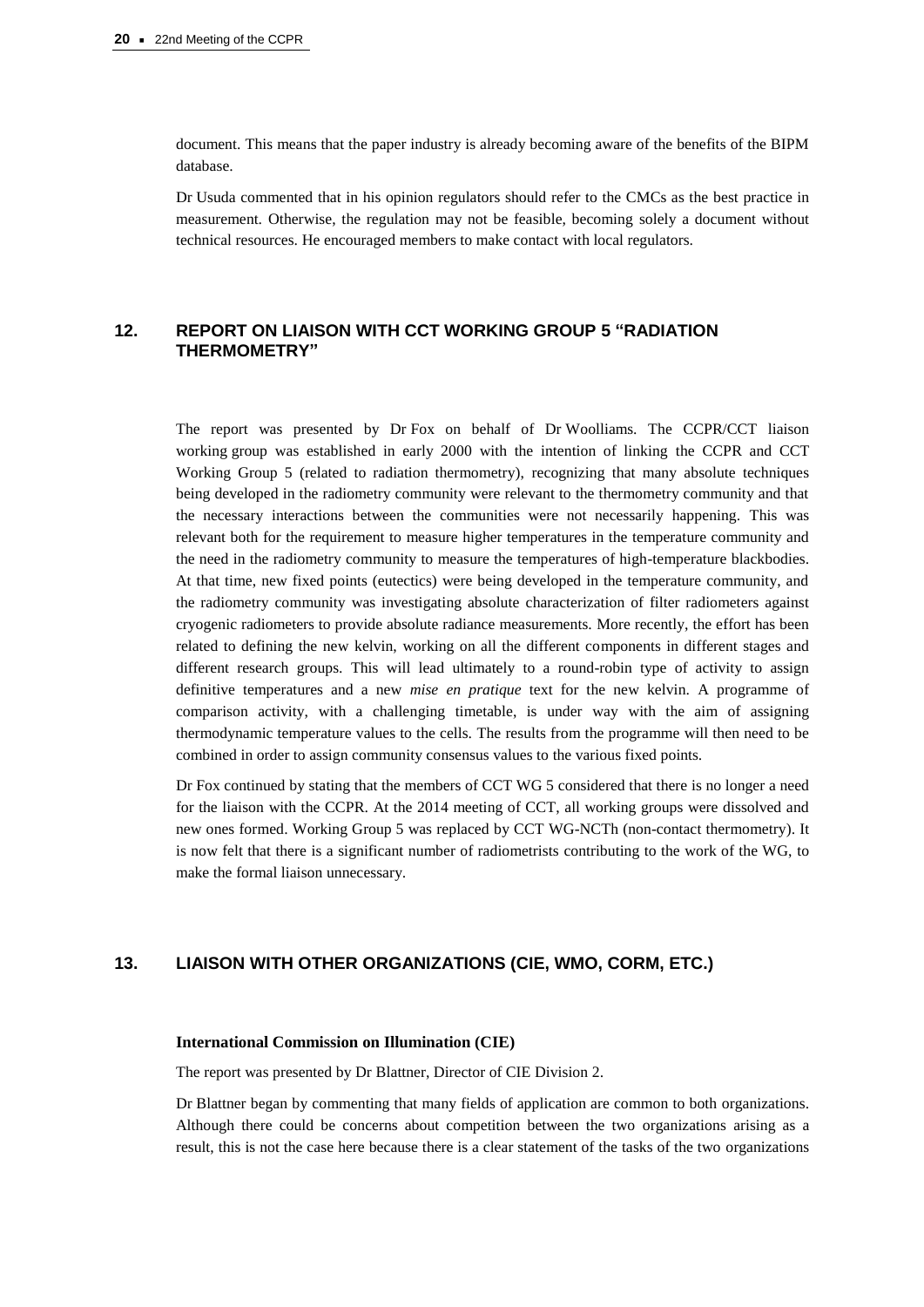document. This means that the paper industry is already becoming aware of the benefits of the BIPM database.

Dr Usuda commented that in his opinion regulators should refer to the CMCs as the best practice in measurement. Otherwise, the regulation may not be feasible, becoming solely a document without technical resources. He encouraged members to make contact with local regulators.

## 12. REPORT ON LIAISON WITH CCT WORKING GROUP 5 "RADIATION THERMOMETRY"

The report was presented by Dr Fox on behalf of Dr Woolliams. The CCPR/CCT liaison working group was established in early 2000 with the intention of linking the CCPR and CCT Working Group 5 (related to radiation thermometry), recognizing that many absolute techniques being developed in the radiometry community were relevant to the thermometry community and that the necessary interactions between the communities were not necessarily happening. This was relevant both for the requirement to measure higher temperatures in the temperature community and the need in the radiometry community to measure the temperatures of high-temperature blackbodies. At that time, new fixed points (eutectics) were being developed in the temperature community, and the radiometry community was investigating absolute characterization of filter radiometers against cryogenic radiometers to provide absolute radiance measurements. More recently, the effort has been related to defining the new kelvin, working on all the different components in different stages and different research groups. This will lead ultimately to a round-robin type of activity to assign definitive temperatures and a new *mise en pratique* text for the new kelvin. A programme of comparison activity, with a challenging timetable, is under way with the aim of assigning thermodynamic temperature values to the cells. The results from the programme will then need to be combined in order to assign community consensus values to the various fixed points.

Dr Fox continued by stating that the members of CCT WG 5 considered that there is no longer a need for the liaison with the CCPR. At the 2014 meeting of CCT, all working groups were dissolved and new ones formed. Working Group 5 was replaced by CCT WG-NCTh (non-contact thermometry). It is now felt that there is a significant number of radiometrists contributing to the work of the WG, to make the formal liaison unnecessary.

## 13. LIAISON WITH OTHER ORGANIZATIONS (CIE, WMO, CORM, ETC.)

### International Commission on Illumination (CIE)

The report was presented by Dr Blattner, Director of CIE Division 2.

Dr Blattner began by commenting that many fields of application are common to both organizations. Although there could be concerns about competition between the two organizations arising as a result, this is not the case here because there is a clear statement of the tasks of the two organizations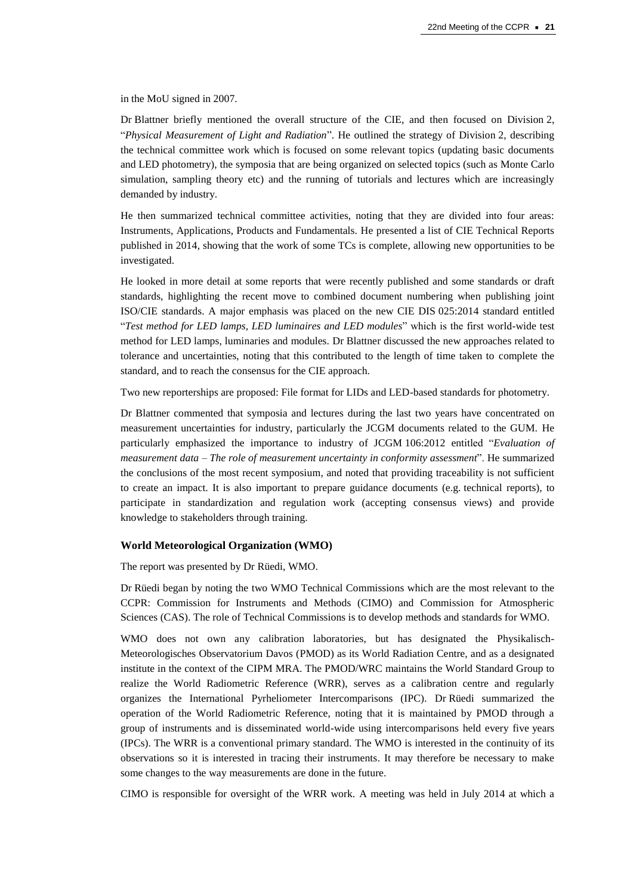in the MoU signed in 2007.

Dr Blattner briefly mentioned the overall structure of the CIE, and then focused on Division 2, "*Physical Measurement of Light and Radiation*". He outlined the strategy of Division 2, describing the technical committee work which is focused on some relevant topics (updating basic documents and LED photometry), the symposia that are being organized on selected topics (such as Monte Carlo simulation, sampling theory etc) and the running of tutorials and lectures which are increasingly demanded by industry.

He then summarized technical committee activities, noting that they are divided into four areas: Instruments, Applications, Products and Fundamentals. He presented a list of CIE Technical Reports published in 2014, showing that the work of some TCs is complete, allowing new opportunities to be investigated.

He looked in more detail at some reports that were recently published and some standards or draft standards, highlighting the recent move to combined document numbering when publishing joint ISO/CIE standards. A major emphasis was placed on the new CIE DIS 025:2014 standard entitled "*Test method for LED lamps, LED luminaires and LED modules*" which is the first world-wide test method for LED lamps, luminaries and modules. Dr Blattner discussed the new approaches related to tolerance and uncertainties, noting that this contributed to the length of time taken to complete the standard, and to reach the consensus for the CIE approach.

Two new reporterships are proposed: File format for LIDs and LED-based standards for photometry.

Dr Blattner commented that symposia and lectures during the last two years have concentrated on measurement uncertainties for industry, particularly the JCGM documents related to the GUM. He particularly emphasized the importance to industry of JCGM 106:2012 entitled "*Evaluation of measurement data – The role of measurement uncertainty in conformity assessment*". He summarized the conclusions of the most recent symposium, and noted that providing traceability is not sufficient to create an impact. It is also important to prepare guidance documents (e.g. technical reports), to participate in standardization and regulation work (accepting consensus views) and provide knowledge to stakeholders through training.

#### World Meteorological Organization (WMO)

The report was presented by Dr Rüedi, WMO.

Dr Rüedi began by noting the two WMO Technical Commissions which are the most relevant to the CCPR: Commission for Instruments and Methods (CIMO) and Commission for Atmospheric Sciences (CAS). The role of Technical Commissions is to develop methods and standards for WMO.

WMO does not own any calibration laboratories, but has designated the Physikalisch-Meteorologisches Observatorium Davos (PMOD) as its World Radiation Centre, and as a designated institute in the context of the CIPM MRA. The PMOD/WRC maintains the World Standard Group to realize the World Radiometric Reference (WRR), serves as a calibration centre and regularly organizes the International Pyrheliometer Intercomparisons (IPC). Dr Rüedi summarized the operation of the World Radiometric Reference, noting that it is maintained by PMOD through a group of instruments and is disseminated world-wide using intercomparisons held every five years (IPCs). The WRR is a conventional primary standard. The WMO is interested in the continuity of its observations so it is interested in tracing their instruments. It may therefore be necessary to make some changes to the way measurements are done in the future.

CIMO is responsible for oversight of the WRR work. A meeting was held in July 2014 at which a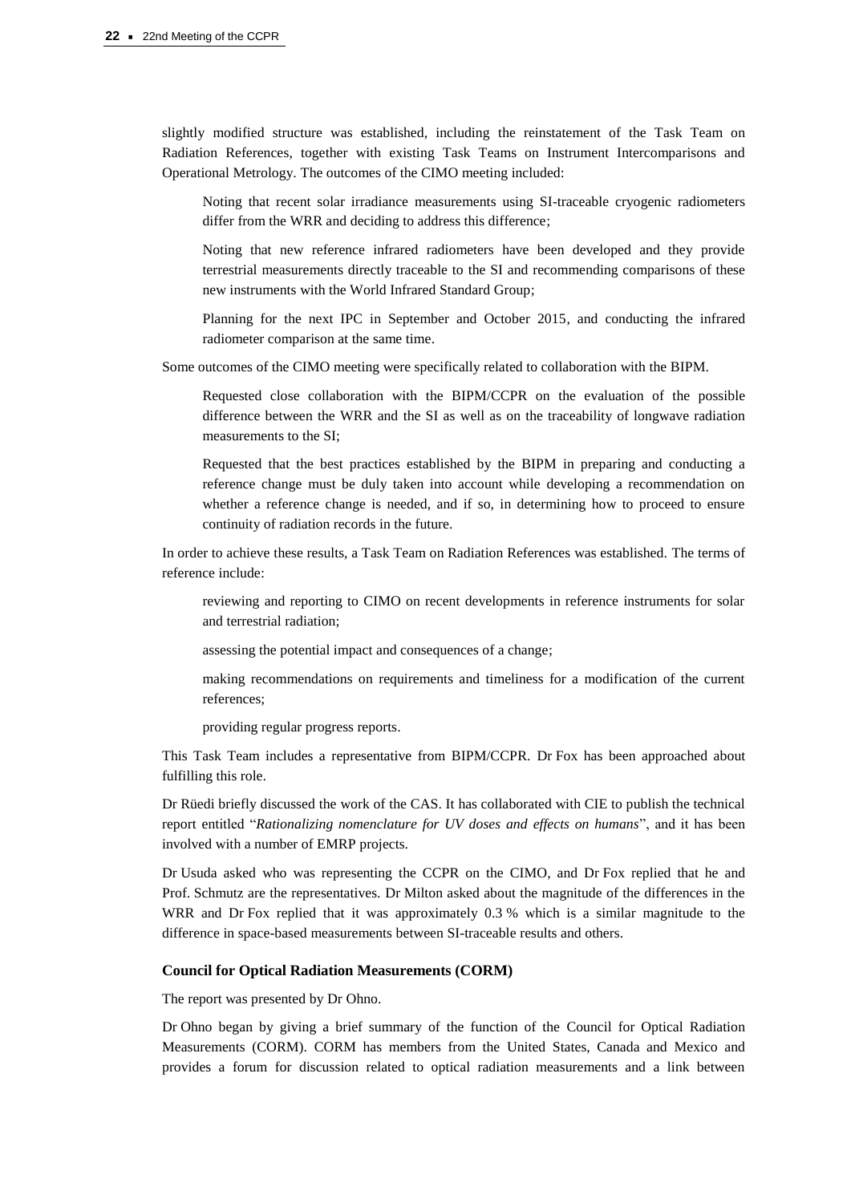slightly modified structure was established, including the reinstatement of the Task Team on Radiation References, together with existing Task Teams on Instrument Intercomparisons and Operational Metrology. The outcomes of the CIMO meeting included:

Noting that recent solar irradiance measurements using SI-traceable cryogenic radiometers differ from the WRR and deciding to address this difference;

Noting that new reference infrared radiometers have been developed and they provide terrestrial measurements directly traceable to the SI and recommending comparisons of these new instruments with the World Infrared Standard Group;

Planning for the next IPC in September and October 2015, and conducting the infrared radiometer comparison at the same time.

Some outcomes of the CIMO meeting were specifically related to collaboration with the BIPM.

Requested close collaboration with the BIPM/CCPR on the evaluation of the possible difference between the WRR and the SI as well as on the traceability of longwave radiation measurements to the SI;

Requested that the best practices established by the BIPM in preparing and conducting a reference change must be duly taken into account while developing a recommendation on whether a reference change is needed, and if so, in determining how to proceed to ensure continuity of radiation records in the future.

In order to achieve these results, a Task Team on Radiation References was established. The terms of reference include:

reviewing and reporting to CIMO on recent developments in reference instruments for solar and terrestrial radiation;

assessing the potential impact and consequences of a change;

making recommendations on requirements and timeliness for a modification of the current references;

providing regular progress reports.

This Task Team includes a representative from BIPM/CCPR. Dr Fox has been approached about fulfilling this role.

Dr Rüedi briefly discussed the work of the CAS. It has collaborated with CIE to publish the technical report entitled "*Rationalizing nomenclature for UV doses and effects on humans*", and it has been involved with a number of EMRP projects.

Dr Usuda asked who was representing the CCPR on the CIMO, and Dr Fox replied that he and Prof. Schmutz are the representatives. Dr Milton asked about the magnitude of the differences in the WRR and Dr Fox replied that it was approximately 0.3 % which is a similar magnitude to the difference in space-based measurements between SI-traceable results and others.

**Council for Optical Radiation Measurements (CORM)**

The report was presented by Dr Ohno.

Dr Ohno began by giving a brief summary of the function of the Council for Optical Radiation Measurements (CORM). CORM has members from the United States, Canada and Mexico and provides a forum for discussion related to optical radiation measurements and a link between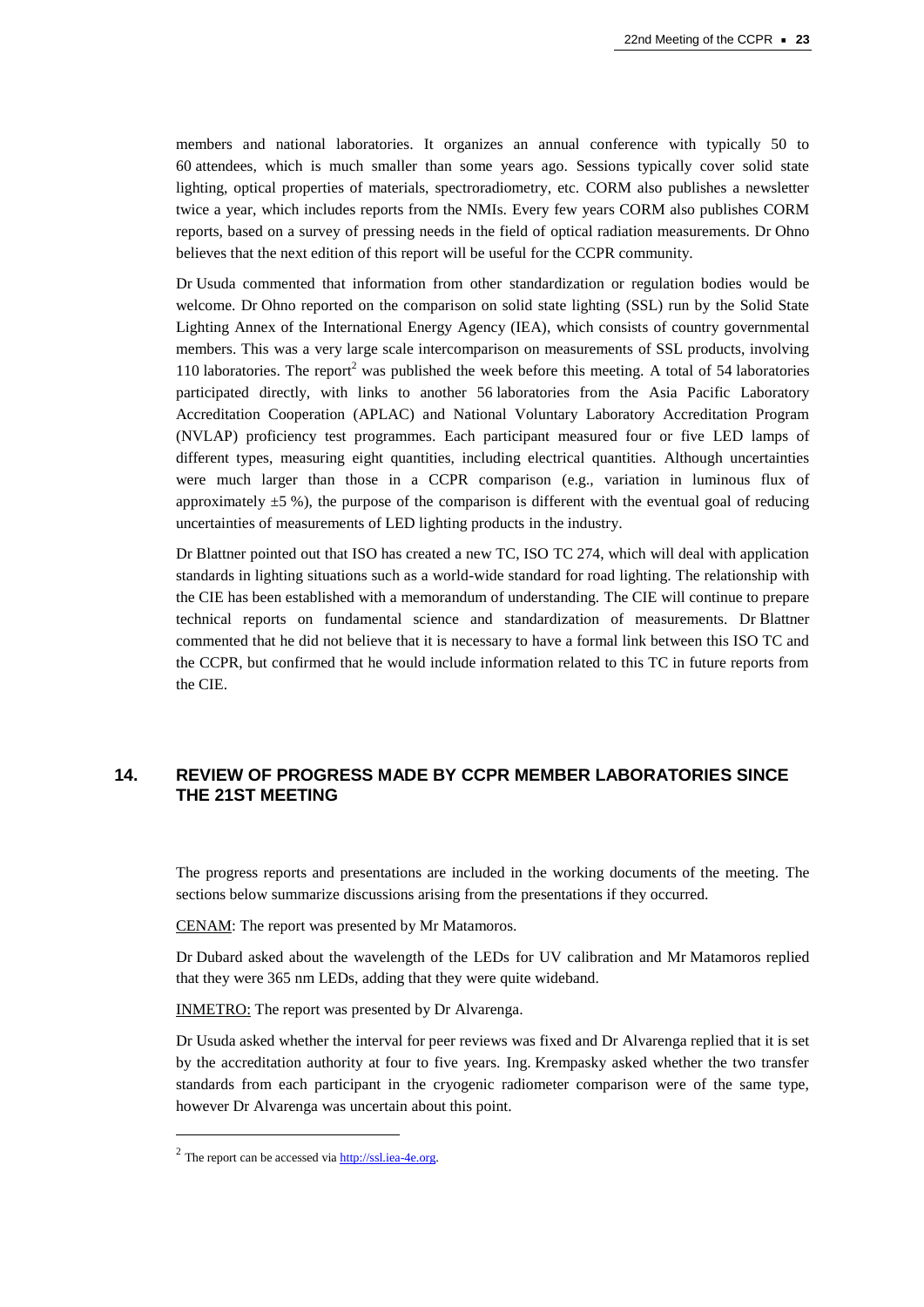members and national laboratories. It organizes an annual conference with typically 50 to 60 attendees, which is much smaller than some years ago. Sessions typically cover solid state lighting, optical properties of materials, spectroradiometry, etc. CORM also publishes a newsletter twice a year, which includes reports from the NMIs. Every few years CORM also publishes CORM reports, based on a survey of pressing needs in the field of optical radiation measurements. Dr Ohno believes that the next edition of this report will be useful for the CCPR community.

Dr Usuda commented that information from other standardization or regulation bodies would be welcome. Dr Ohno reported on the comparison on solid state lighting (SSL) run by the Solid State Lighting Annex of the International Energy Agency (IEA), which consists of country governmental members. This was a very large scale intercomparison on measurements of SSL products, involving 110 laboratories. The report[2] was published the week before this meeting. A total of 54 laboratories participated directly, with links to another 56 laboratories from the Asia Pacific Laboratory Accreditation Cooperation (APLAC) and National Voluntary Laboratory Accreditation Program (NVLAP) proficiency test programmes. Each participant measured four or five LED lamps of different types, measuring eight quantities, including electrical quantities. Although uncertainties were much larger than those in a CCPR comparison (e.g., variation in luminous flux of approximately ±5 %), the purpose of the comparison is different with the eventual goal of reducing uncertainties of measurements of LED lighting products in the industry.

Dr Blattner pointed out that ISO has created a new TC, ISO TC 274, which will deal with application standards in lighting situations such as a world-wide standard for road lighting. The relationship with the CIE has been established with a memorandum of understanding. The CIE will continue to prepare technical reports on fundamental science and standardization of measurements. Dr Blattner commented that he did not believe that it is necessary to have a formal link between this ISO TC and the CCPR, but confirmed that he would include information related to this TC in future reports from the CIE.

## 14. REVIEW OF PROGRESS MADE BY CCPR MEMBER LABORATORIES SINCE THE 21ST MEETING

The progress reports and presentations are included in the working documents of the meeting. The sections below summarize discussions arising from the presentations if they occurred.

CENAM: The report was presented by Mr Matamoros.

Dr Dubard asked about the wavelength of the LEDs for UV calibration and Mr Matamoros replied that they were 365 nm LEDs, adding that they were quite wideband.

INMETRO: The report was presented by Dr Alvarenga.

Dr Usuda asked whether the interval for peer reviews was fixed and Dr Alvarenga replied that it is set by the accreditation authority at four to five years. Ing. Krempasky asked whether the two transfer standards from each participant in the cryogenic radiometer comparison were of the same type, however Dr Alvarenga was uncertain about this point.

[2] The report can be accessed via http://ssl.iea-4e.org.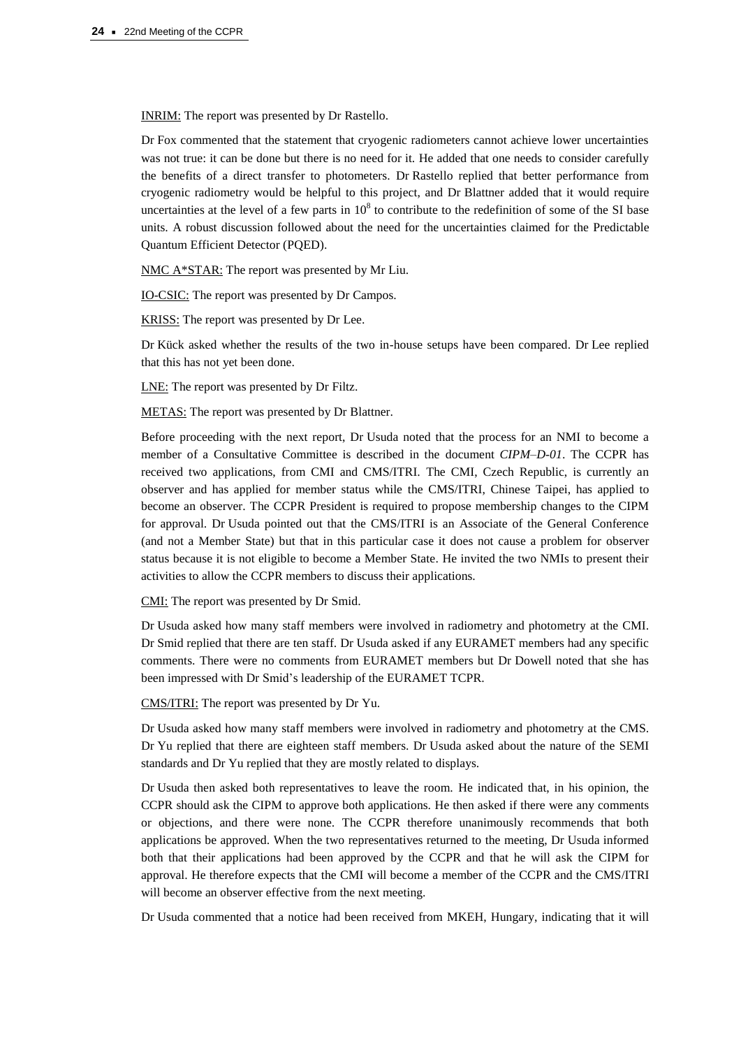INRIM: The report was presented by Dr Rastello.

Dr Fox commented that the statement that cryogenic radiometers cannot achieve lower uncertainties was not true: it can be done but there is no need for it. He added that one needs to consider carefully the benefits of a direct transfer to photometers. Dr Rastello replied that better performance from cryogenic radiometry would be helpful to this project, and Dr Blattner added that it would require uncertainties at the level of a few parts in $10^8$ to contribute to the redefinition of some of the SI base units. A robust discussion followed about the need for the uncertainties claimed for the Predictable Quantum Efficient Detector (PQED).

NMC A*STAR: The report was presented by Mr Liu.

IO-CSIC: The report was presented by Dr Campos.

KRISS: The report was presented by Dr Lee.

Dr Kück asked whether the results of the two in-house setups have been compared. Dr Lee replied that this has not yet been done.

LNE: The report was presented by Dr Filtz.

METAS: The report was presented by Dr Blattner.

Before proceeding with the next report, Dr Usuda noted that the process for an NMI to become a member of a Consultative Committee is described in the document *CIPM–D-01*. The CCPR has received two applications, from CMI and CMS/ITRI. The CMI, Czech Republic, is currently an observer and has applied for member status while the CMS/ITRI, Chinese Taipei, has applied to become an observer. The CCPR President is required to propose membership changes to the CIPM for approval. Dr Usuda pointed out that the CMS/ITRI is an Associate of the General Conference (and not a Member State) but that in this particular case it does not cause a problem for observer status because it is not eligible to become a Member State. He invited the two NMIs to present their activities to allow the CCPR members to discuss their applications.

CMI: The report was presented by Dr Smid.

Dr Usuda asked how many staff members were involved in radiometry and photometry at the CMI. Dr Smid replied that there are ten staff. Dr Usuda asked if any EURAMET members had any specific comments. There were no comments from EURAMET members but Dr Dowell noted that she has been impressed with Dr Smid's leadership of the EURAMET TCPR.

CMS/ITRI: The report was presented by Dr Yu.

Dr Usuda asked how many staff members were involved in radiometry and photometry at the CMS. Dr Yu replied that there are eighteen staff members. Dr Usuda asked about the nature of the SEMI standards and Dr Yu replied that they are mostly related to displays.

Dr Usuda then asked both representatives to leave the room. He indicated that, in his opinion, the CCPR should ask the CIPM to approve both applications. He then asked if there were any comments or objections, and there were none. The CCPR therefore unanimously recommends that both applications be approved. When the two representatives returned to the meeting, Dr Usuda informed both that their applications had been approved by the CCPR and that he will ask the CIPM for approval. He therefore expects that the CMI will become a member of the CCPR and the CMS/ITRI will become an observer effective from the next meeting.

Dr Usuda commented that a notice had been received from MKEH, Hungary, indicating that it will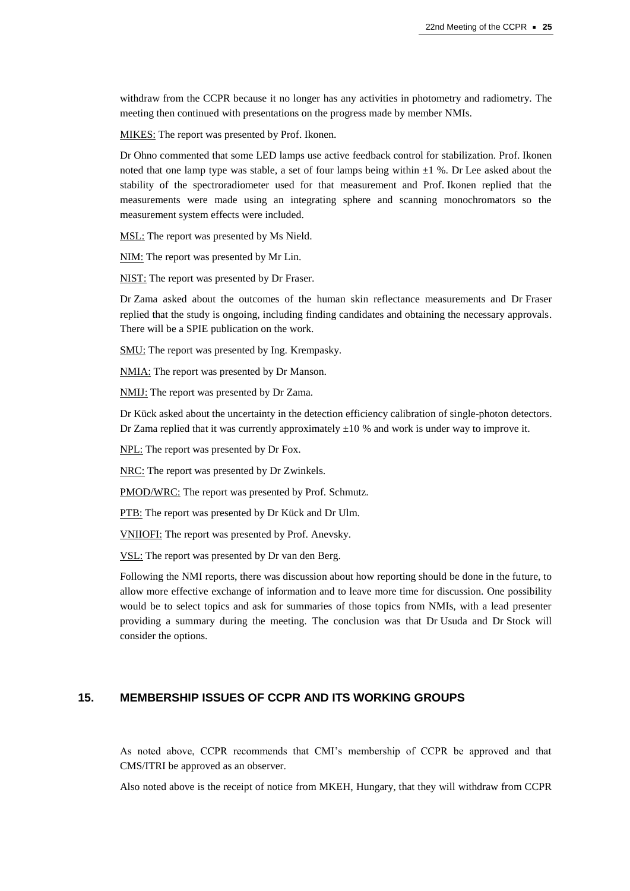withdraw from the CCPR because it no longer has any activities in photometry and radiometry. The meeting then continued with presentations on the progress made by member NMIs.

MIKES: The report was presented by Prof. Ikonen.

Dr Ohno commented that some LED lamps use active feedback control for stabilization. Prof. Ikonen noted that one lamp type was stable, a set of four lamps being within ±1 %. Dr Lee asked about the stability of the spectroradiometer used for that measurement and Prof. Ikonen replied that the measurements were made using an integrating sphere and scanning monochromators so the measurement system effects were included.

MSL: The report was presented by Ms Nield.

NIM: The report was presented by Mr Lin.

NIST: The report was presented by Dr Fraser.

Dr Zama asked about the outcomes of the human skin reflectance measurements and Dr Fraser replied that the study is ongoing, including finding candidates and obtaining the necessary approvals. There will be a SPIE publication on the work.

SMU: The report was presented by Ing. Krempasky.

NMIA: The report was presented by Dr Manson.

NMIJ: The report was presented by Dr Zama.

Dr Kück asked about the uncertainty in the detection efficiency calibration of single-photon detectors. Dr Zama replied that it was currently approximately ±10 % and work is under way to improve it.

NPL: The report was presented by Dr Fox.

NRC: The report was presented by Dr Zwinkels.

PMOD/WRC: The report was presented by Prof. Schmutz.

PTB: The report was presented by Dr Kück and Dr Ulm.

VNIIOFI: The report was presented by Prof. Anevsky.

VSL: The report was presented by Dr van den Berg.

Following the NMI reports, there was discussion about how reporting should be done in the future, to allow more effective exchange of information and to leave more time for discussion. One possibility would be to select topics and ask for summaries of those topics from NMIs, with a lead presenter providing a summary during the meeting. The conclusion was that Dr Usuda and Dr Stock will consider the options.

## 15. MEMBERSHIP ISSUES OF CCPR AND ITS WORKING GROUPS

As noted above, CCPR recommends that CMI's membership of CCPR be approved and that CMS/ITRI be approved as an observer.

Also noted above is the receipt of notice from MKEH, Hungary, that they will withdraw from CCPR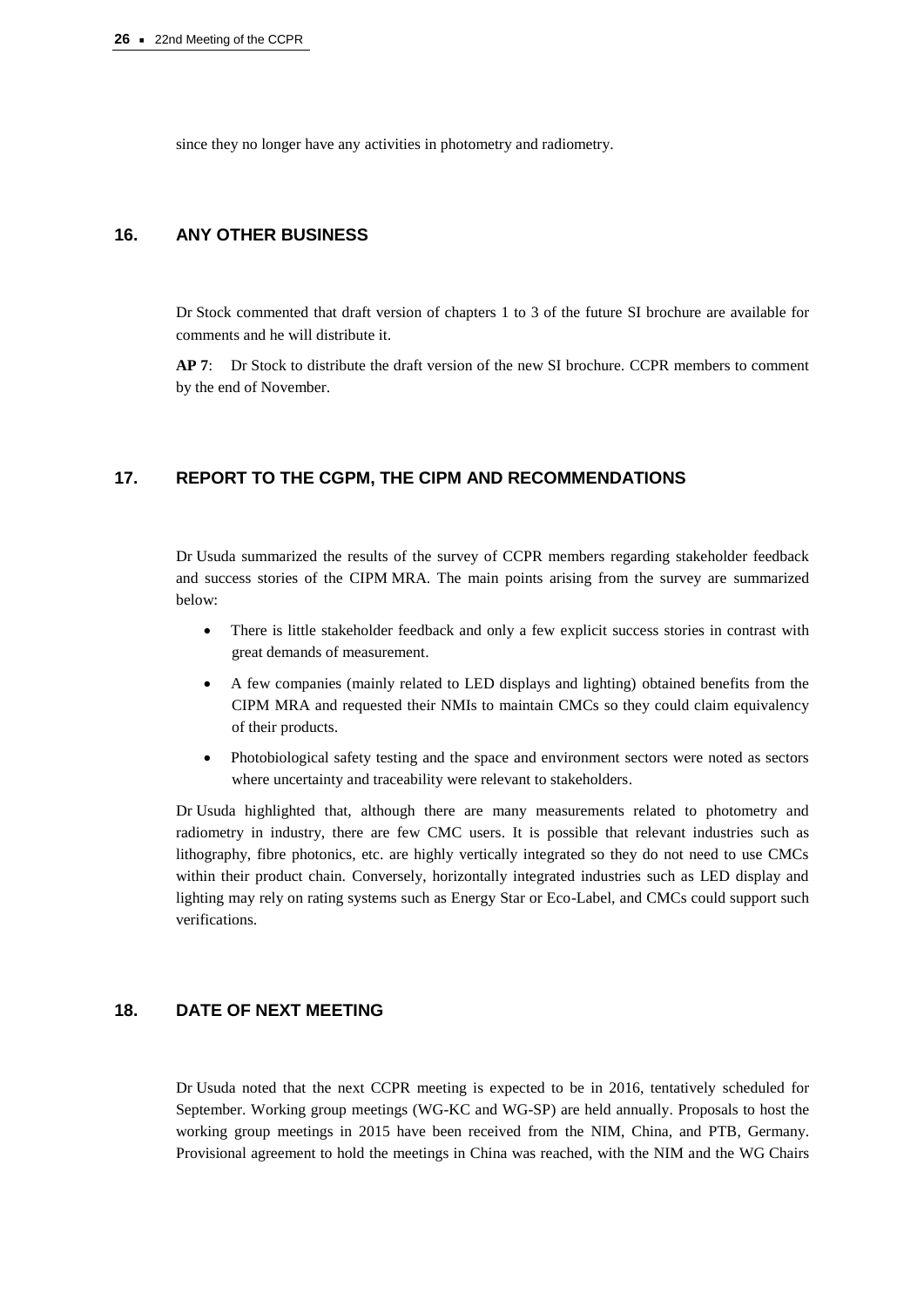since they no longer have any activities in photometry and radiometry.

## 16. ANY OTHER BUSINESS

Dr Stock commented that draft version of chapters 1 to 3 of the future SI brochure are available for comments and he will distribute it.

**AP 7**: Dr Stock to distribute the draft version of the new SI brochure. CCPR members to comment by the end of November.

## 17. REPORT TO THE CGPM, THE CIPM AND RECOMMENDATIONS

Dr Usuda summarized the results of the survey of CCPR members regarding stakeholder feedback and success stories of the CIPM MRA. The main points arising from the survey are summarized below:

- There is little stakeholder feedback and only a few explicit success stories in contrast with great demands of measurement.
- A few companies (mainly related to LED displays and lighting) obtained benefits from the CIPM MRA and requested their NMIs to maintain CMCs so they could claim equivalency of their products.
- Photobiological safety testing and the space and environment sectors were noted as sectors where uncertainty and traceability were relevant to stakeholders.

Dr Usuda highlighted that, although there are many measurements related to photometry and radiometry in industry, there are few CMC users. It is possible that relevant industries such as lithography, fibre photonics, etc. are highly vertically integrated so they do not need to use CMCs within their product chain. Conversely, horizontally integrated industries such as LED display and lighting may rely on rating systems such as Energy Star or Eco-Label, and CMCs could support such verifications.

## 18. DATE OF NEXT MEETING

Dr Usuda noted that the next CCPR meeting is expected to be in 2016, tentatively scheduled for September. Working group meetings (WG-KC and WG-SP) are held annually. Proposals to host the working group meetings in 2015 have been received from the NIM, China, and PTB, Germany. Provisional agreement to hold the meetings in China was reached, with the NIM and the WG Chairs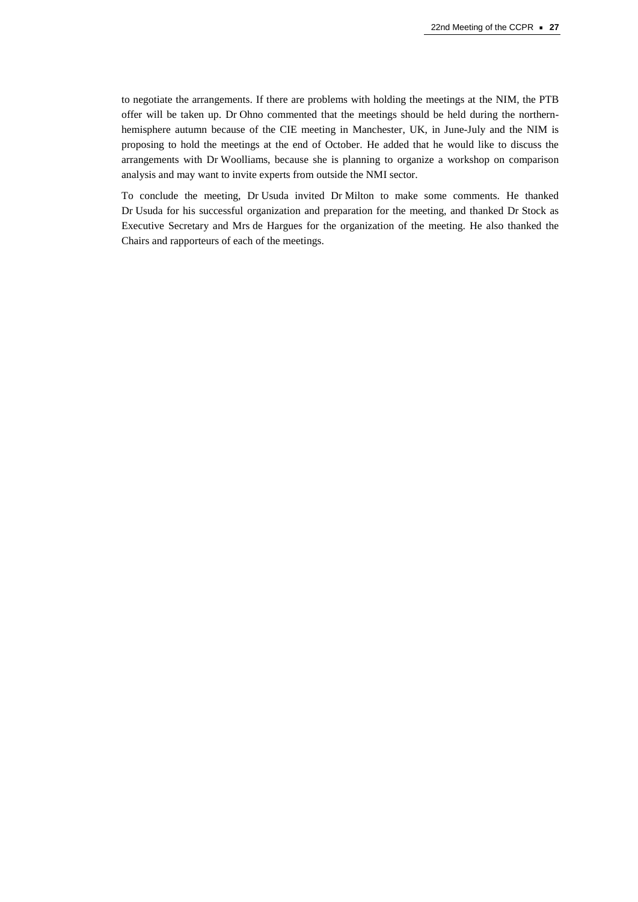to negotiate the arrangements. If there are problems with holding the meetings at the NIM, the PTB offer will be taken up. Dr Ohno commented that the meetings should be held during the northern-hemisphere autumn because of the CIE meeting in Manchester, UK, in June-July and the NIM is proposing to hold the meetings at the end of October. He added that he would like to discuss the arrangements with Dr Woolliams, because she is planning to organize a workshop on comparison analysis and may want to invite experts from outside the NMI sector.

To conclude the meeting, Dr Usuda invited Dr Milton to make some comments. He thanked Dr Usuda for his successful organization and preparation for the meeting, and thanked Dr Stock as Executive Secretary and Mrs de Hargues for the organization of the meeting. He also thanked the Chairs and rapporteurs of each of the meetings.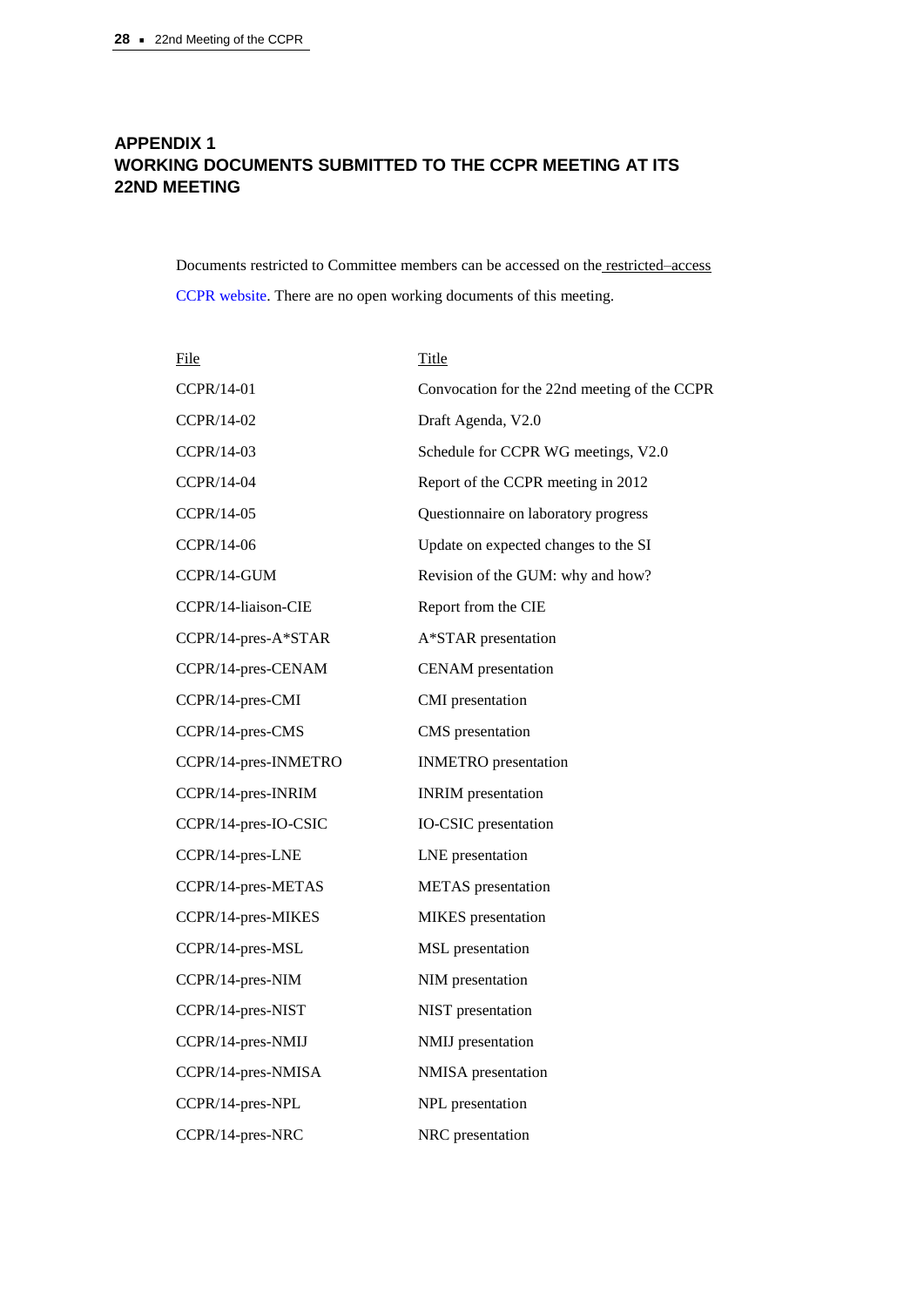## APPENDIX 1
## WORKING DOCUMENTS SUBMITTED TO THE CCPR MEETING AT ITS 22ND MEETING

Documents restricted to Committee members can be accessed on the restricted–access CCPR website. There are no open working documents of this meeting.

| File | Title |
|---|---|
| CCPR/14-01 | Convocation for the 22nd meeting of the CCPR |
| CCPR/14-02 | Draft Agenda, V2.0 |
| CCPR/14-03 | Schedule for CCPR WG meetings, V2.0 |
| CCPR/14-04 | Report of the CCPR meeting in 2012 |
| CCPR/14-05 | Questionnaire on laboratory progress |
| CCPR/14-06 | Update on expected changes to the SI |
| CCPR/14-GUM | Revision of the GUM: why and how? |
| CCPR/14-liaison-CIE | Report from the CIE |
| CCPR/14-pres-A*STAR | A*STAR presentation |
| CCPR/14-pres-CENAM | CENAM presentation |
| CCPR/14-pres-CMI | CMI presentation |
| CCPR/14-pres-CMS | CMS presentation |
| CCPR/14-pres-INMETRO | INMETRO presentation |
| CCPR/14-pres-INRIM | INRIM presentation |
| CCPR/14-pres-IO-CSIC | IO-CSIC presentation |
| CCPR/14-pres-LNE | LNE presentation |
| CCPR/14-pres-METAS | METAS presentation |
| CCPR/14-pres-MIKES | MIKES presentation |
| CCPR/14-pres-MSL | MSL presentation |
| CCPR/14-pres-NIM | NIM presentation |
| CCPR/14-pres-NIST | NIST presentation |
| CCPR/14-pres-NMIJ | NMIJ presentation |
| CCPR/14-pres-NMISA | NMISA presentation |
| CCPR/14-pres-NPL | NPL presentation |
| CCPR/14-pres-NRC | NRC presentation |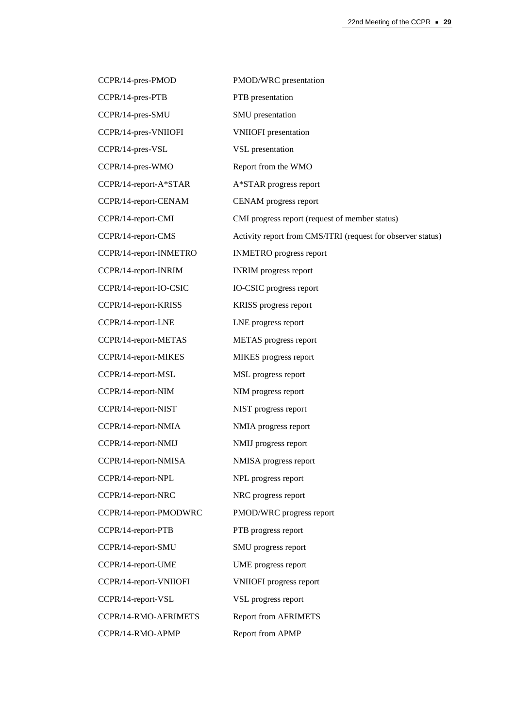| | |
|---|---|
| CCPR/14-pres-PMOD | PMOD/WRC presentation |
| CCPR/14-pres-PTB | PTB presentation |
| CCPR/14-pres-SMU | SMU presentation |
| CCPR/14-pres-VNIIOFI | VNIIOFI presentation |
| CCPR/14-pres-VSL | VSL presentation |
| CCPR/14-pres-WMO | Report from the WMO |
| CCPR/14-report-A*STAR | A*STAR progress report |
| CCPR/14-report-CENAM | CENAM progress report |
| CCPR/14-report-CMI | CMI progress report (request of member status) |
| CCPR/14-report-CMS | Activity report from CMS/ITRI (request for observer status) |
| CCPR/14-report-INMETRO | INMETRO progress report |
| CCPR/14-report-INRIM | INRIM progress report |
| CCPR/14-report-IO-CSIC | IO-CSIC progress report |
| CCPR/14-report-KRISS | KRISS progress report |
| CCPR/14-report-LNE | LNE progress report |
| CCPR/14-report-METAS | METAS progress report |
| CCPR/14-report-MIKES | MIKES progress report |
| CCPR/14-report-MSL | MSL progress report |
| CCPR/14-report-NIM | NIM progress report |
| CCPR/14-report-NIST | NIST progress report |
| CCPR/14-report-NMIA | NMIA progress report |
| CCPR/14-report-NMIJ | NMIJ progress report |
| CCPR/14-report-NMISA | NMISA progress report |
| CCPR/14-report-NPL | NPL progress report |
| CCPR/14-report-NRC | NRC progress report |
| CCPR/14-report-PMODWRC | PMOD/WRC progress report |
| CCPR/14-report-PTB | PTB progress report |
| CCPR/14-report-SMU | SMU progress report |
| CCPR/14-report-UME | UME progress report |
| CCPR/14-report-VNIIOFI | VNIIOFI progress report |
| CCPR/14-report-VSL | VSL progress report |
| CCPR/14-RMO-AFRIMETS | Report from AFRIMETS |
| CCPR/14-RMO-APMP | Report from APMP |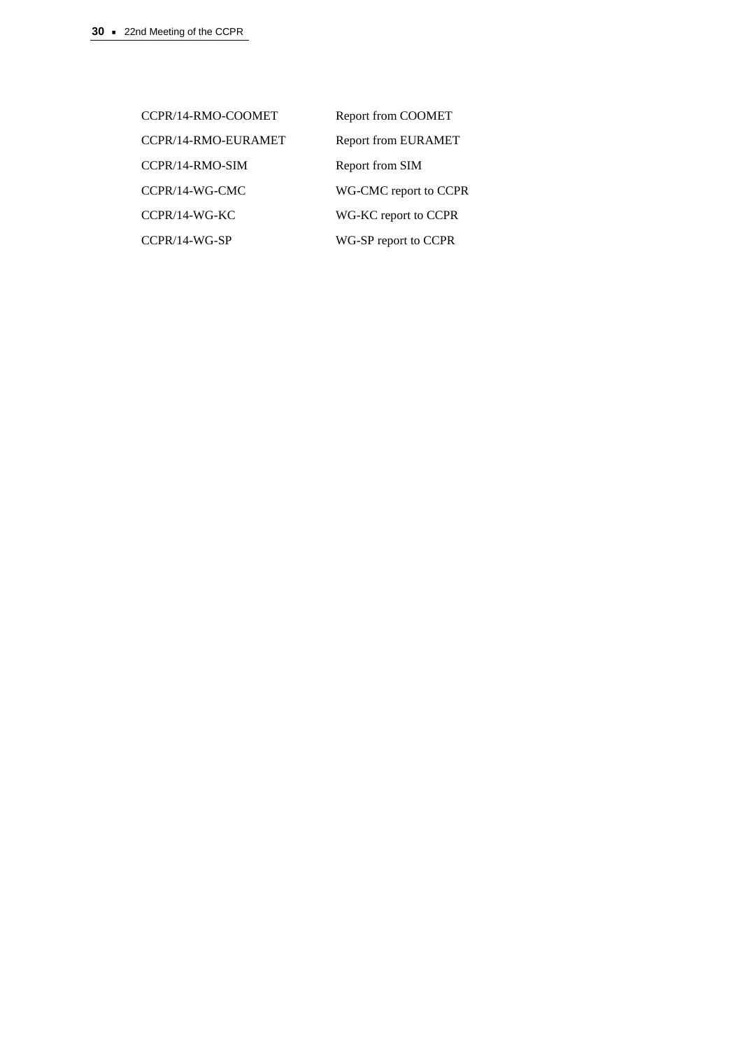| | |
|---|---|
| CCPR/14-RMO-COOMET | Report from COOMET |
| CCPR/14-RMO-EURAMET | Report from EURAMET |
| CCPR/14-RMO-SIM | Report from SIM |
| CCPR/14-WG-CMC | WG-CMC report to CCPR |
| CCPR/14-WG-KC | WG-KC report to CCPR |
| CCPR/14-WG-SP | WG-SP report to CCPR |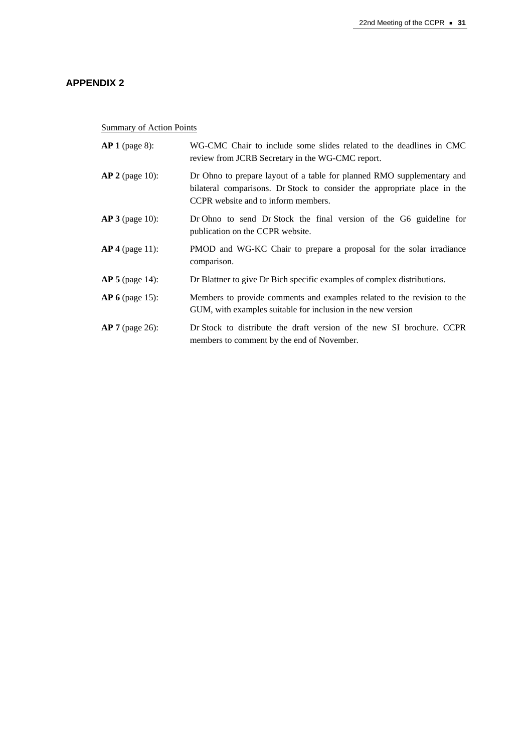## APPENDIX 2

Summary of Action Points

**AP 1** (page 8): WG-CMC Chair to include some slides related to the deadlines in CMC review from JCRB Secretary in the WG-CMC report.

**AP 2** (page 10): Dr Ohno to prepare layout of a table for planned RMO supplementary and bilateral comparisons. Dr Stock to consider the appropriate place in the CCPR website and to inform members.

**AP 3** (page 10): Dr Ohno to send Dr Stock the final version of the G6 guideline for publication on the CCPR website.

**AP 4** (page 11): PMOD and WG-KC Chair to prepare a proposal for the solar irradiance comparison.

**AP 5** (page 14): Dr Blattner to give Dr Bich specific examples of complex distributions.

**AP 6** (page 15): Members to provide comments and examples related to the revision to the GUM, with examples suitable for inclusion in the new version

**AP 7** (page 26): Dr Stock to distribute the draft version of the new SI brochure. CCPR members to comment by the end of November.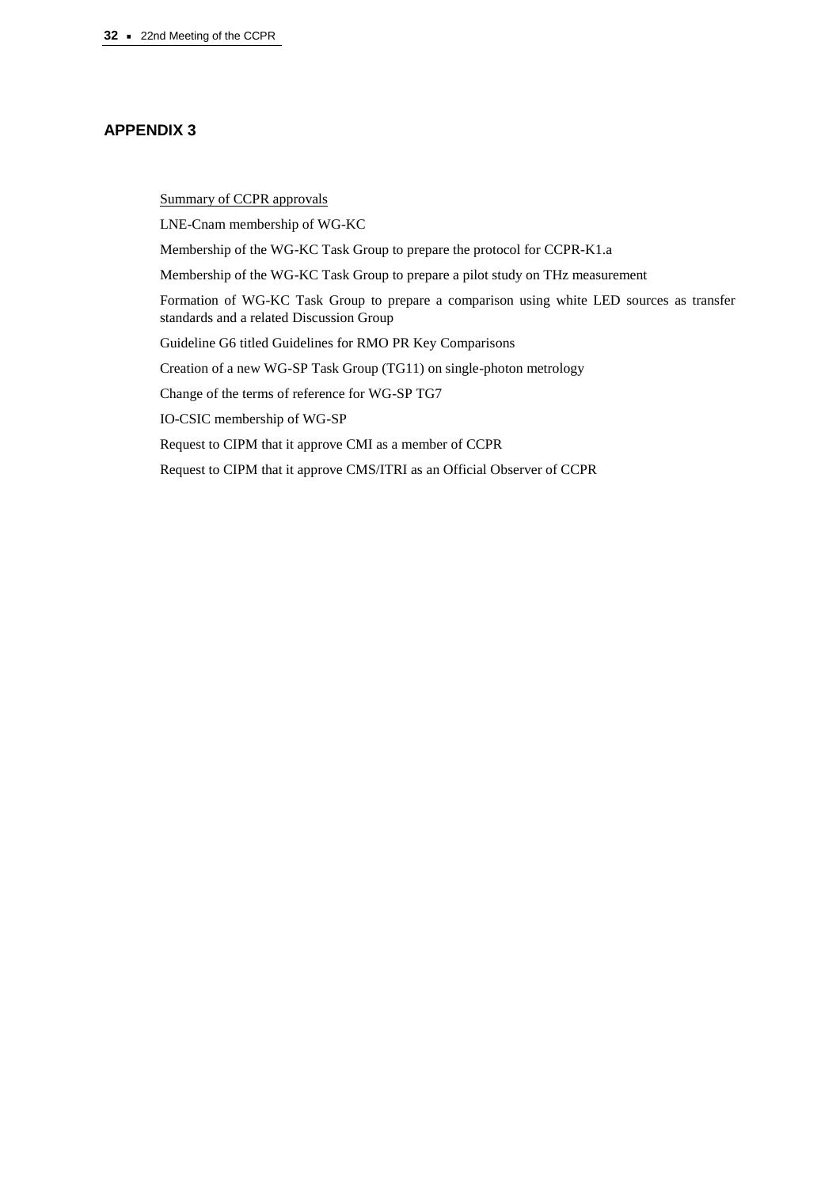## APPENDIX 3

<u>Summary of CCPR approvals</u>

LNE-Cnam membership of WG-KC

Membership of the WG-KC Task Group to prepare the protocol for CCPR-K1.a

Membership of the WG-KC Task Group to prepare a pilot study on THz measurement

Formation of WG-KC Task Group to prepare a comparison using white LED sources as transfer standards and a related Discussion Group

Guideline G6 titled Guidelines for RMO PR Key Comparisons

Creation of a new WG-SP Task Group (TG11) on single-photon metrology

Change of the terms of reference for WG-SP TG7

IO-CSIC membership of WG-SP

Request to CIPM that it approve CMI as a member of CCPR

Request to CIPM that it approve CMS/ITRI as an Official Observer of CCPR